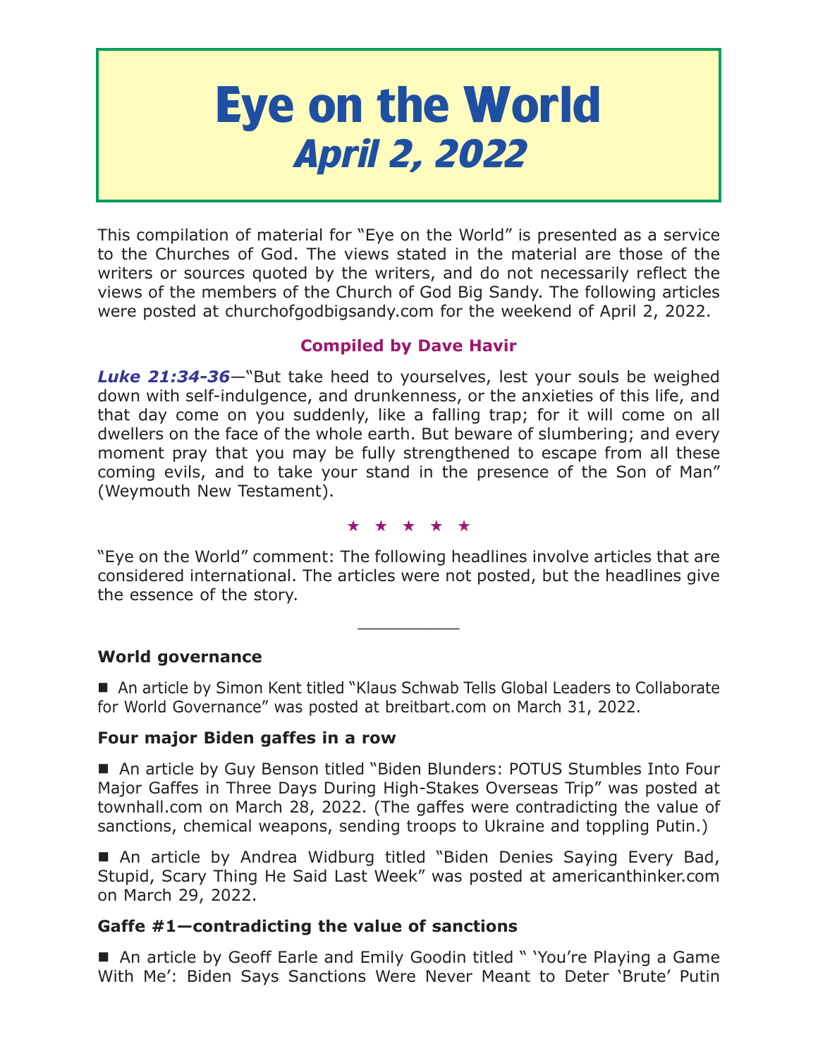# Eye on the World
## *April 2, 2022*

This compilation of material for "Eye on the World" is presented as a service to the Churches of God. The views stated in the material are those of the writers or sources quoted by the writers, and do not necessarily reflect the views of the members of the Church of God Big Sandy. The following articles were posted at churchofgodbigsandy.com for the weekend of April 2, 2022.

**Compiled by Dave Havir**

***Luke 21:34-36***—"But take heed to yourselves, lest your souls be weighed down with self-indulgence, and drunkenness, or the anxieties of this life, and that day come on you suddenly, like a falling trap; for it will come on all dwellers on the face of the whole earth. But beware of slumbering; and every moment pray that you may be fully strengthened to escape from all these coming evils, and to take your stand in the presence of the Son of Man" (Weymouth New Testament).

★ ★ ★ ★ ★

"Eye on the World" comment: The following headlines involve articles that are considered international. The articles were not posted, but the headlines give the essence of the story.

---

**World governance**

■ An article by Simon Kent titled "Klaus Schwab Tells Global Leaders to Collaborate for World Governance" was posted at breitbart.com on March 31, 2022.

**Four major Biden gaffes in a row**

■ An article by Guy Benson titled "Biden Blunders: POTUS Stumbles Into Four Major Gaffes in Three Days During High-Stakes Overseas Trip" was posted at townhall.com on March 28, 2022. (The gaffes were contradicting the value of sanctions, chemical weapons, sending troops to Ukraine and toppling Putin.)

■ An article by Andrea Widburg titled "Biden Denies Saying Every Bad, Stupid, Scary Thing He Said Last Week" was posted at americanthinker.com on March 29, 2022.

**Gaffe #1—contradicting the value of sanctions**

■ An article by Geoff Earle and Emily Goodin titled " 'You're Playing a Game With Me': Biden Says Sanctions Were Never Meant to Deter 'Brute' Putin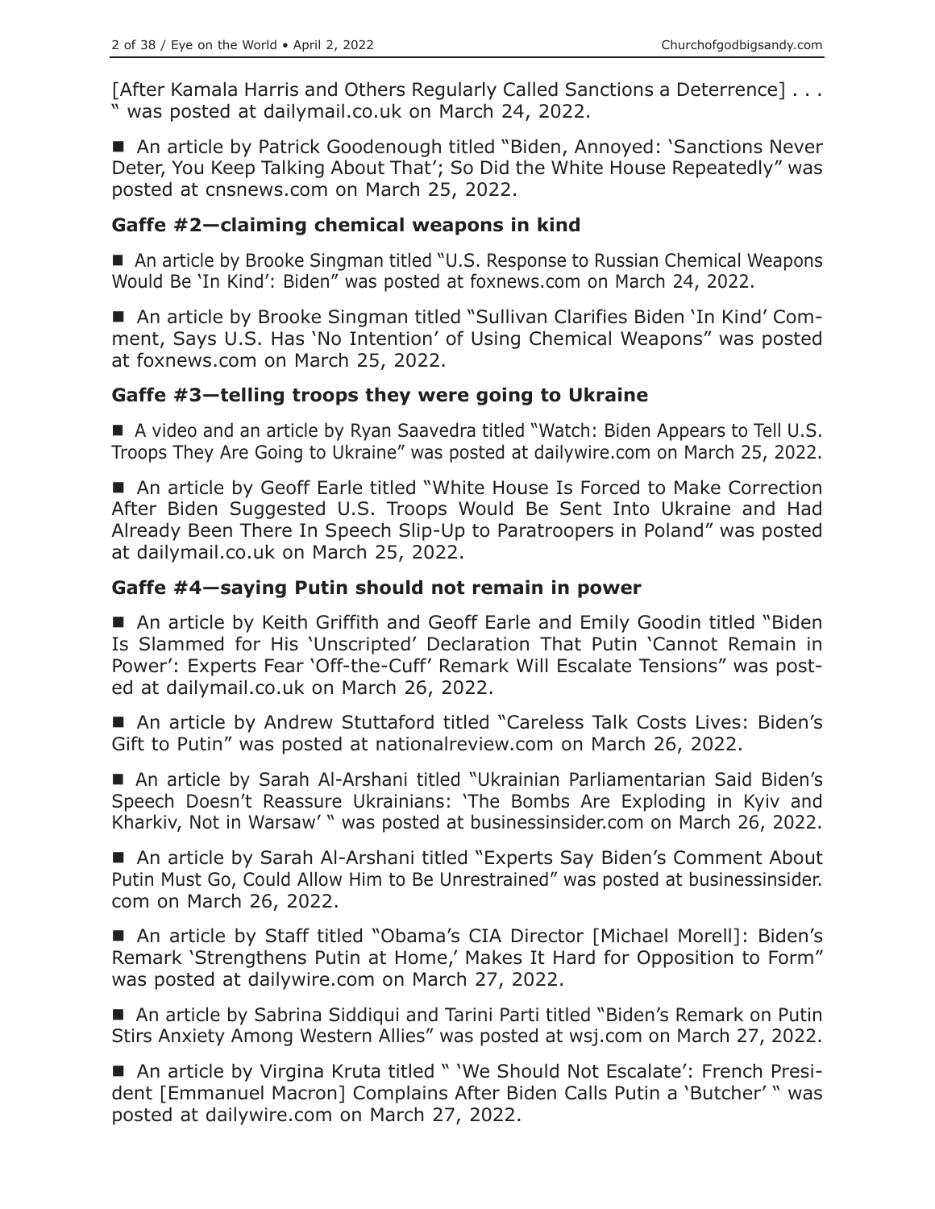[After Kamala Harris and Others Regularly Called Sanctions a Deterrence] . . . " was posted at dailymail.co.uk on March 24, 2022.

■ An article by Patrick Goodenough titled "Biden, Annoyed: 'Sanctions Never Deter, You Keep Talking About That'; So Did the White House Repeatedly" was posted at cnsnews.com on March 25, 2022.

### Gaffe #2—claiming chemical weapons in kind

■ An article by Brooke Singman titled "U.S. Response to Russian Chemical Weapons Would Be 'In Kind': Biden" was posted at foxnews.com on March 24, 2022.

■ An article by Brooke Singman titled "Sullivan Clarifies Biden 'In Kind' Comment, Says U.S. Has 'No Intention' of Using Chemical Weapons" was posted at foxnews.com on March 25, 2022.

### Gaffe #3—telling troops they were going to Ukraine

■ A video and an article by Ryan Saavedra titled "Watch: Biden Appears to Tell U.S. Troops They Are Going to Ukraine" was posted at dailywire.com on March 25, 2022.

■ An article by Geoff Earle titled "White House Is Forced to Make Correction After Biden Suggested U.S. Troops Would Be Sent Into Ukraine and Had Already Been There In Speech Slip-Up to Paratroopers in Poland" was posted at dailymail.co.uk on March 25, 2022.

### Gaffe #4—saying Putin should not remain in power

■ An article by Keith Griffith and Geoff Earle and Emily Goodin titled "Biden Is Slammed for His 'Unscripted' Declaration That Putin 'Cannot Remain in Power': Experts Fear 'Off-the-Cuff' Remark Will Escalate Tensions" was posted at dailymail.co.uk on March 26, 2022.

■ An article by Andrew Stuttaford titled "Careless Talk Costs Lives: Biden's Gift to Putin" was posted at nationalreview.com on March 26, 2022.

■ An article by Sarah Al-Arshani titled "Ukrainian Parliamentarian Said Biden's Speech Doesn't Reassure Ukrainians: 'The Bombs Are Exploding in Kyiv and Kharkiv, Not in Warsaw' " was posted at businessinsider.com on March 26, 2022.

■ An article by Sarah Al-Arshani titled "Experts Say Biden's Comment About Putin Must Go, Could Allow Him to Be Unrestrained" was posted at businessinsider.com on March 26, 2022.

■ An article by Staff titled "Obama's CIA Director [Michael Morell]: Biden's Remark 'Strengthens Putin at Home,' Makes It Hard for Opposition to Form" was posted at dailywire.com on March 27, 2022.

■ An article by Sabrina Siddiqui and Tarini Parti titled "Biden's Remark on Putin Stirs Anxiety Among Western Allies" was posted at wsj.com on March 27, 2022.

■ An article by Virgina Kruta titled " 'We Should Not Escalate': French President [Emmanuel Macron] Complains After Biden Calls Putin a 'Butcher' " was posted at dailywire.com on March 27, 2022.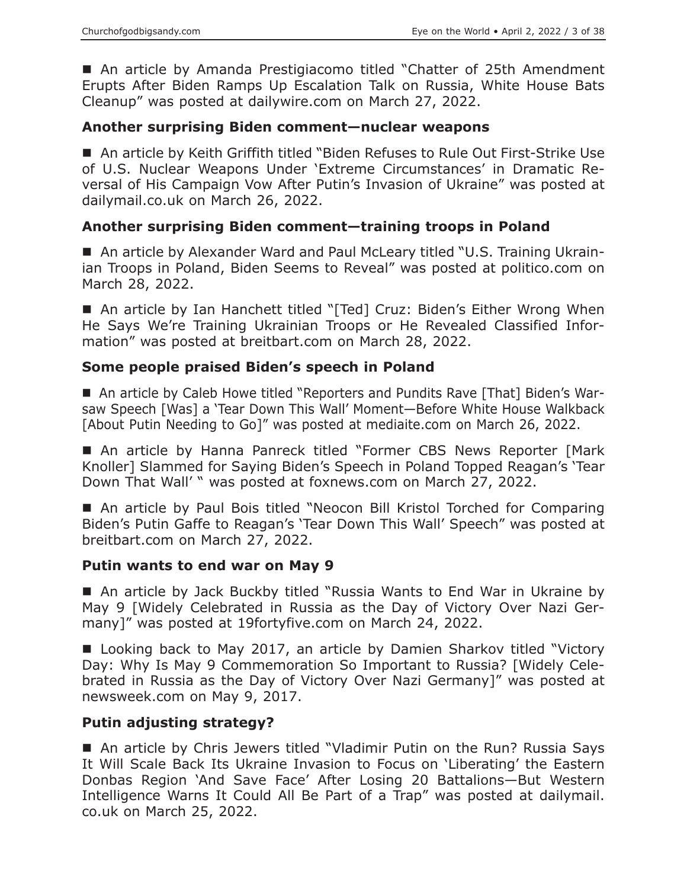■ An article by Amanda Prestigiacomo titled "Chatter of 25th Amendment Erupts After Biden Ramps Up Escalation Talk on Russia, White House Bats Cleanup" was posted at dailywire.com on March 27, 2022.

## Another surprising Biden comment—nuclear weapons

■ An article by Keith Griffith titled "Biden Refuses to Rule Out First-Strike Use of U.S. Nuclear Weapons Under 'Extreme Circumstances' in Dramatic Reversal of His Campaign Vow After Putin's Invasion of Ukraine" was posted at dailymail.co.uk on March 26, 2022.

## Another surprising Biden comment—training troops in Poland

■ An article by Alexander Ward and Paul McLeary titled "U.S. Training Ukrainian Troops in Poland, Biden Seems to Reveal" was posted at politico.com on March 28, 2022.

■ An article by Ian Hanchett titled "[Ted] Cruz: Biden's Either Wrong When He Says We're Training Ukrainian Troops or He Revealed Classified Information" was posted at breitbart.com on March 28, 2022.

## Some people praised Biden's speech in Poland

■ An article by Caleb Howe titled "Reporters and Pundits Rave [That] Biden's Warsaw Speech [Was] a 'Tear Down This Wall' Moment—Before White House Walkback [About Putin Needing to Go]" was posted at mediaite.com on March 26, 2022.

■ An article by Hanna Panreck titled "Former CBS News Reporter [Mark Knoller] Slammed for Saying Biden's Speech in Poland Topped Reagan's 'Tear Down That Wall' " was posted at foxnews.com on March 27, 2022.

■ An article by Paul Bois titled "Neocon Bill Kristol Torched for Comparing Biden's Putin Gaffe to Reagan's 'Tear Down This Wall' Speech" was posted at breitbart.com on March 27, 2022.

## Putin wants to end war on May 9

■ An article by Jack Buckby titled "Russia Wants to End War in Ukraine by May 9 [Widely Celebrated in Russia as the Day of Victory Over Nazi Germany]" was posted at 19fortyfive.com on March 24, 2022.

■ Looking back to May 2017, an article by Damien Sharkov titled "Victory Day: Why Is May 9 Commemoration So Important to Russia? [Widely Celebrated in Russia as the Day of Victory Over Nazi Germany]" was posted at newsweek.com on May 9, 2017.

## Putin adjusting strategy?

■ An article by Chris Jewers titled "Vladimir Putin on the Run? Russia Says It Will Scale Back Its Ukraine Invasion to Focus on 'Liberating' the Eastern Donbas Region 'And Save Face' After Losing 20 Battalions—But Western Intelligence Warns It Could All Be Part of a Trap" was posted at dailymail.co.uk on March 25, 2022.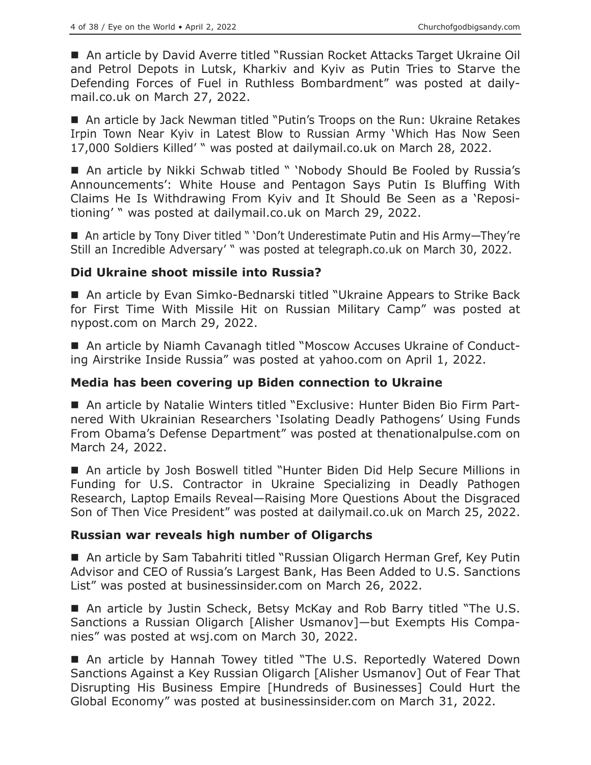- An article by David Averre titled "Russian Rocket Attacks Target Ukraine Oil and Petrol Depots in Lutsk, Kharkiv and Kyiv as Putin Tries to Starve the Defending Forces of Fuel in Ruthless Bombardment" was posted at dailymail.co.uk on March 27, 2022.

- An article by Jack Newman titled "Putin's Troops on the Run: Ukraine Retakes Irpin Town Near Kyiv in Latest Blow to Russian Army 'Which Has Now Seen 17,000 Soldiers Killed' " was posted at dailymail.co.uk on March 28, 2022.

- An article by Nikki Schwab titled " 'Nobody Should Be Fooled by Russia's Announcements': White House and Pentagon Says Putin Is Bluffing With Claims He Is Withdrawing From Kyiv and It Should Be Seen as a 'Repositioning' " was posted at dailymail.co.uk on March 29, 2022.

- An article by Tony Diver titled " 'Don't Underestimate Putin and His Army—They're Still an Incredible Adversary' " was posted at telegraph.co.uk on March 30, 2022.

### Did Ukraine shoot missile into Russia?

- An article by Evan Simko-Bednarski titled "Ukraine Appears to Strike Back for First Time With Missile Hit on Russian Military Camp" was posted at nypost.com on March 29, 2022.

- An article by Niamh Cavanagh titled "Moscow Accuses Ukraine of Conducting Airstrike Inside Russia" was posted at yahoo.com on April 1, 2022.

### Media has been covering up Biden connection to Ukraine

- An article by Natalie Winters titled "Exclusive: Hunter Biden Bio Firm Partnered With Ukrainian Researchers 'Isolating Deadly Pathogens' Using Funds From Obama's Defense Department" was posted at thenationalpulse.com on March 24, 2022.

- An article by Josh Boswell titled "Hunter Biden Did Help Secure Millions in Funding for U.S. Contractor in Ukraine Specializing in Deadly Pathogen Research, Laptop Emails Reveal—Raising More Questions About the Disgraced Son of Then Vice President" was posted at dailymail.co.uk on March 25, 2022.

### Russian war reveals high number of Oligarchs

- An article by Sam Tabahriti titled "Russian Oligarch Herman Gref, Key Putin Advisor and CEO of Russia's Largest Bank, Has Been Added to U.S. Sanctions List" was posted at businessinsider.com on March 26, 2022.

- An article by Justin Scheck, Betsy McKay and Rob Barry titled "The U.S. Sanctions a Russian Oligarch [Alisher Usmanov]—but Exempts His Companies" was posted at wsj.com on March 30, 2022.

- An article by Hannah Towey titled "The U.S. Reportedly Watered Down Sanctions Against a Key Russian Oligarch [Alisher Usmanov] Out of Fear That Disrupting His Business Empire [Hundreds of Businesses] Could Hurt the Global Economy" was posted at businessinsider.com on March 31, 2022.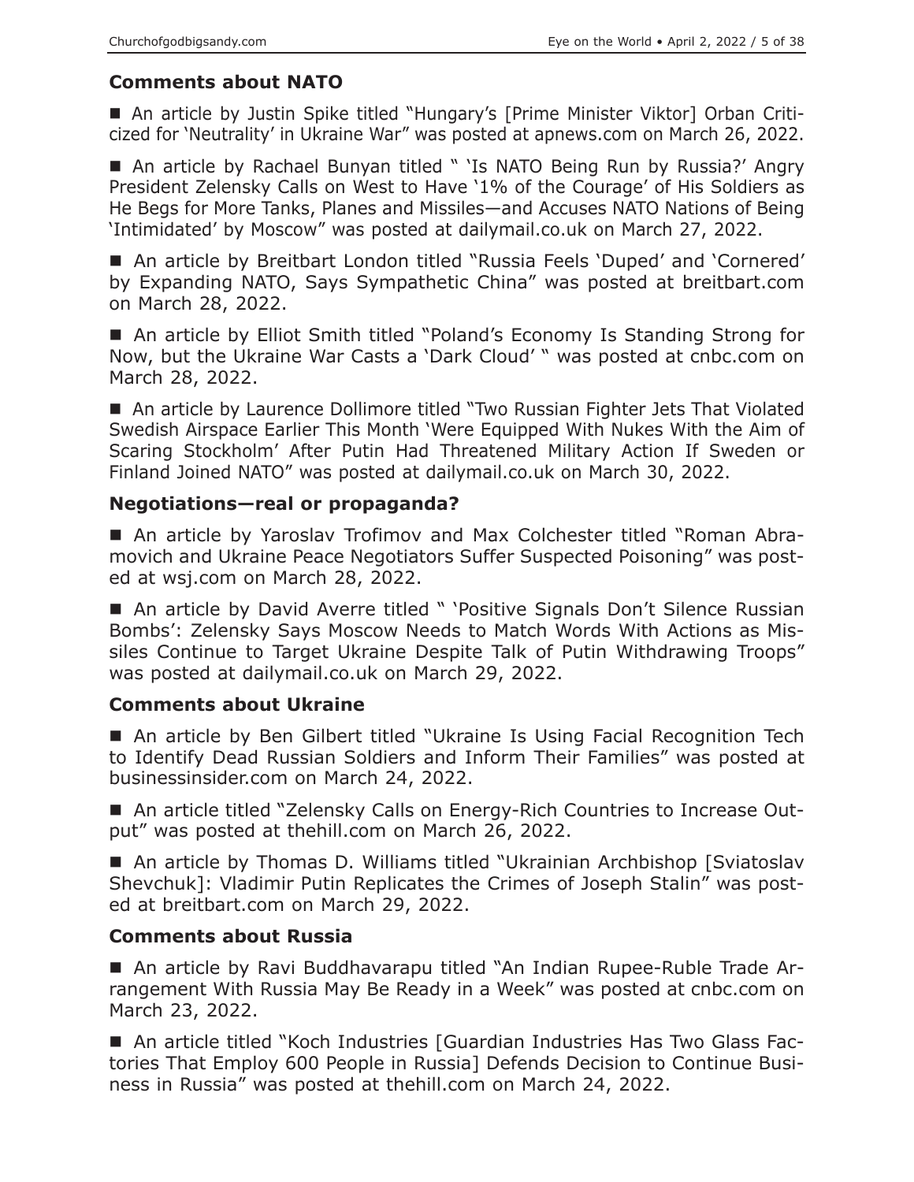### Comments about NATO

- An article by Justin Spike titled "Hungary's [Prime Minister Viktor] Orban Criticized for 'Neutrality' in Ukraine War" was posted at apnews.com on March 26, 2022.

- An article by Rachael Bunyan titled " 'Is NATO Being Run by Russia?' Angry President Zelensky Calls on West to Have '1% of the Courage' of His Soldiers as He Begs for More Tanks, Planes and Missiles—and Accuses NATO Nations of Being 'Intimidated' by Moscow" was posted at dailymail.co.uk on March 27, 2022.

- An article by Breitbart London titled "Russia Feels 'Duped' and 'Cornered' by Expanding NATO, Says Sympathetic China" was posted at breitbart.com on March 28, 2022.

- An article by Elliot Smith titled "Poland's Economy Is Standing Strong for Now, but the Ukraine War Casts a 'Dark Cloud' " was posted at cnbc.com on March 28, 2022.

- An article by Laurence Dollimore titled "Two Russian Fighter Jets That Violated Swedish Airspace Earlier This Month 'Were Equipped With Nukes With the Aim of Scaring Stockholm' After Putin Had Threatened Military Action If Sweden or Finland Joined NATO" was posted at dailymail.co.uk on March 30, 2022.

### Negotiations—real or propaganda?

- An article by Yaroslav Trofimov and Max Colchester titled "Roman Abramovich and Ukraine Peace Negotiators Suffer Suspected Poisoning" was posted at wsj.com on March 28, 2022.

- An article by David Averre titled " 'Positive Signals Don't Silence Russian Bombs': Zelensky Says Moscow Needs to Match Words With Actions as Missiles Continue to Target Ukraine Despite Talk of Putin Withdrawing Troops" was posted at dailymail.co.uk on March 29, 2022.

### Comments about Ukraine

- An article by Ben Gilbert titled "Ukraine Is Using Facial Recognition Tech to Identify Dead Russian Soldiers and Inform Their Families" was posted at businessinsider.com on March 24, 2022.

- An article titled "Zelensky Calls on Energy-Rich Countries to Increase Output" was posted at thehill.com on March 26, 2022.

- An article by Thomas D. Williams titled "Ukrainian Archbishop [Sviatoslav Shevchuk]: Vladimir Putin Replicates the Crimes of Joseph Stalin" was posted at breitbart.com on March 29, 2022.

### Comments about Russia

- An article by Ravi Buddhavarapu titled "An Indian Rupee-Ruble Trade Arrangement With Russia May Be Ready in a Week" was posted at cnbc.com on March 23, 2022.

- An article titled "Koch Industries [Guardian Industries Has Two Glass Factories That Employ 600 People in Russia] Defends Decision to Continue Business in Russia" was posted at thehill.com on March 24, 2022.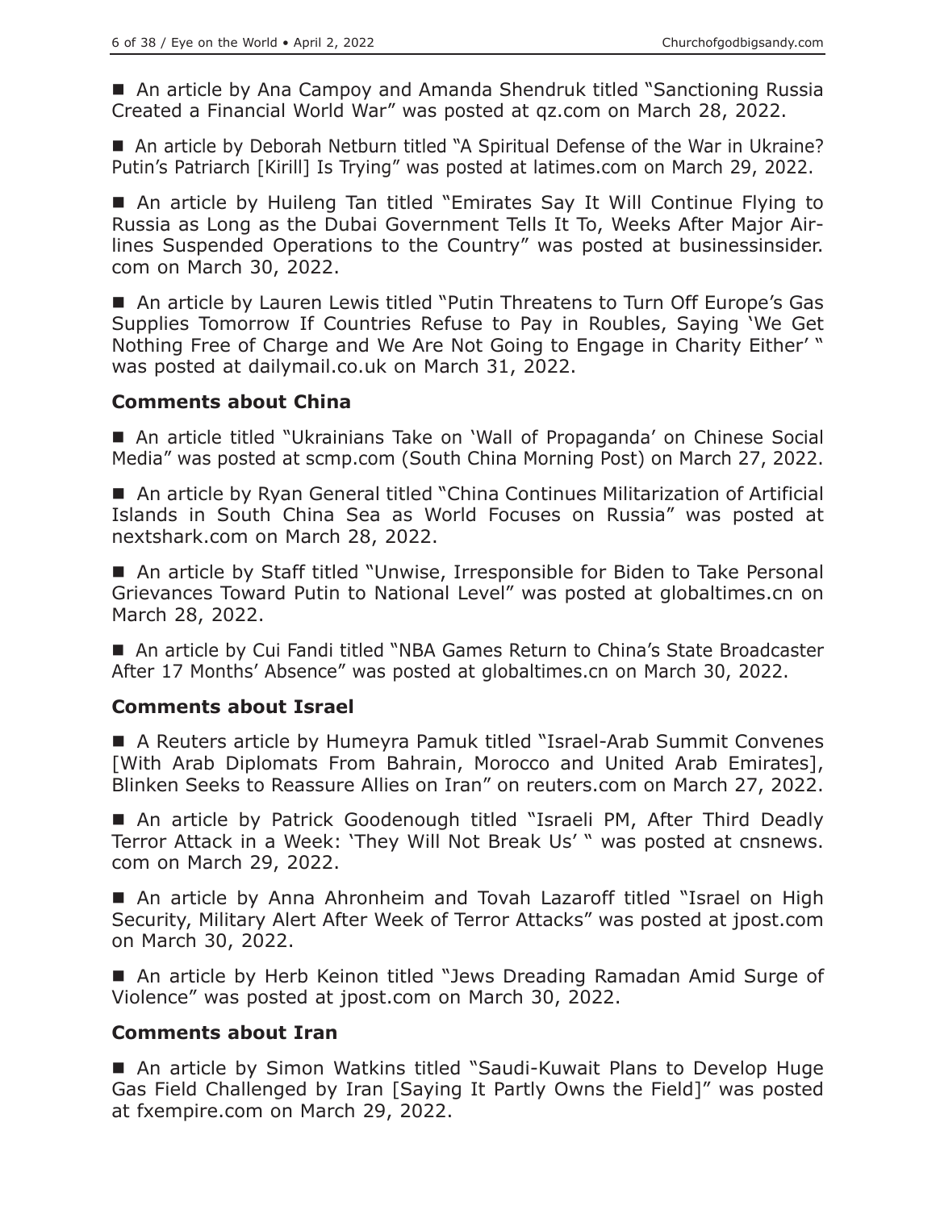■ An article by Ana Campoy and Amanda Shendruk titled "Sanctioning Russia Created a Financial World War" was posted at qz.com on March 28, 2022.

■ An article by Deborah Netburn titled "A Spiritual Defense of the War in Ukraine? Putin's Patriarch [Kirill] Is Trying" was posted at latimes.com on March 29, 2022.

■ An article by Huileng Tan titled "Emirates Say It Will Continue Flying to Russia as Long as the Dubai Government Tells It To, Weeks After Major Airlines Suspended Operations to the Country" was posted at businessinsider.com on March 30, 2022.

■ An article by Lauren Lewis titled "Putin Threatens to Turn Off Europe's Gas Supplies Tomorrow If Countries Refuse to Pay in Roubles, Saying 'We Get Nothing Free of Charge and We Are Not Going to Engage in Charity Either' " was posted at dailymail.co.uk on March 31, 2022.

### Comments about China

■ An article titled "Ukrainians Take on 'Wall of Propaganda' on Chinese Social Media" was posted at scmp.com (South China Morning Post) on March 27, 2022.

■ An article by Ryan General titled "China Continues Militarization of Artificial Islands in South China Sea as World Focuses on Russia" was posted at nextshark.com on March 28, 2022.

■ An article by Staff titled "Unwise, Irresponsible for Biden to Take Personal Grievances Toward Putin to National Level" was posted at globaltimes.cn on March 28, 2022.

■ An article by Cui Fandi titled "NBA Games Return to China's State Broadcaster After 17 Months' Absence" was posted at globaltimes.cn on March 30, 2022.

### Comments about Israel

■ A Reuters article by Humeyra Pamuk titled "Israel-Arab Summit Convenes [With Arab Diplomats From Bahrain, Morocco and United Arab Emirates], Blinken Seeks to Reassure Allies on Iran" on reuters.com on March 27, 2022.

■ An article by Patrick Goodenough titled "Israeli PM, After Third Deadly Terror Attack in a Week: 'They Will Not Break Us' " was posted at cnsnews.com on March 29, 2022.

■ An article by Anna Ahronheim and Tovah Lazaroff titled "Israel on High Security, Military Alert After Week of Terror Attacks" was posted at jpost.com on March 30, 2022.

■ An article by Herb Keinon titled "Jews Dreading Ramadan Amid Surge of Violence" was posted at jpost.com on March 30, 2022.

### Comments about Iran

■ An article by Simon Watkins titled "Saudi-Kuwait Plans to Develop Huge Gas Field Challenged by Iran [Saying It Partly Owns the Field]" was posted at fxempire.com on March 29, 2022.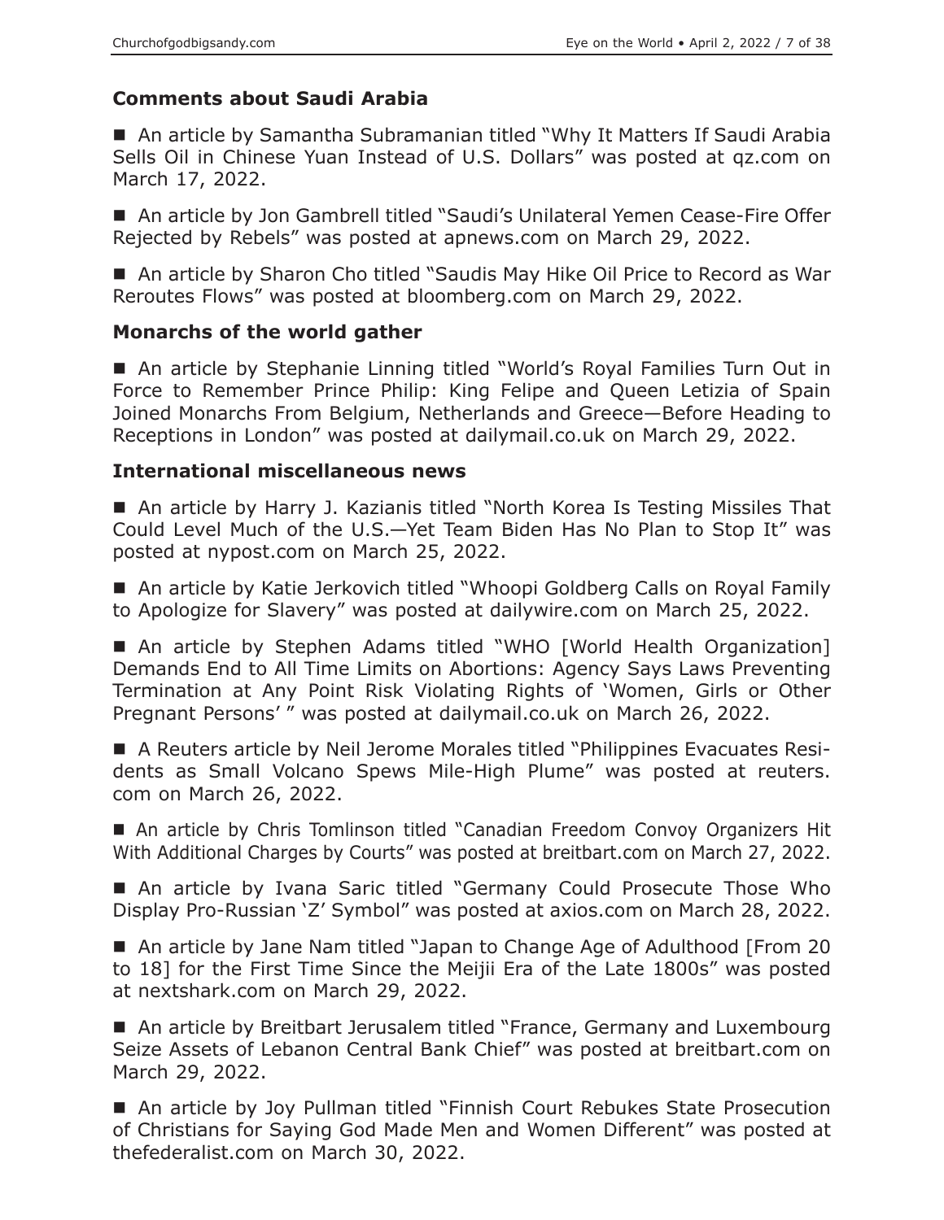### Comments about Saudi Arabia

■ An article by Samantha Subramanian titled "Why It Matters If Saudi Arabia Sells Oil in Chinese Yuan Instead of U.S. Dollars" was posted at qz.com on March 17, 2022.

■ An article by Jon Gambrell titled "Saudi's Unilateral Yemen Cease-Fire Offer Rejected by Rebels" was posted at apnews.com on March 29, 2022.

■ An article by Sharon Cho titled "Saudis May Hike Oil Price to Record as War Reroutes Flows" was posted at bloomberg.com on March 29, 2022.

### Monarchs of the world gather

■ An article by Stephanie Linning titled "World's Royal Families Turn Out in Force to Remember Prince Philip: King Felipe and Queen Letizia of Spain Joined Monarchs From Belgium, Netherlands and Greece—Before Heading to Receptions in London" was posted at dailymail.co.uk on March 29, 2022.

### International miscellaneous news

■ An article by Harry J. Kazianis titled "North Korea Is Testing Missiles That Could Level Much of the U.S.—Yet Team Biden Has No Plan to Stop It" was posted at nypost.com on March 25, 2022.

■ An article by Katie Jerkovich titled "Whoopi Goldberg Calls on Royal Family to Apologize for Slavery" was posted at dailywire.com on March 25, 2022.

■ An article by Stephen Adams titled "WHO [World Health Organization] Demands End to All Time Limits on Abortions: Agency Says Laws Preventing Termination at Any Point Risk Violating Rights of 'Women, Girls or Other Pregnant Persons' " was posted at dailymail.co.uk on March 26, 2022.

■ A Reuters article by Neil Jerome Morales titled "Philippines Evacuates Residents as Small Volcano Spews Mile-High Plume" was posted at reuters.com on March 26, 2022.

■ An article by Chris Tomlinson titled "Canadian Freedom Convoy Organizers Hit With Additional Charges by Courts" was posted at breitbart.com on March 27, 2022.

■ An article by Ivana Saric titled "Germany Could Prosecute Those Who Display Pro-Russian 'Z' Symbol" was posted at axios.com on March 28, 2022.

■ An article by Jane Nam titled "Japan to Change Age of Adulthood [From 20 to 18] for the First Time Since the Meijii Era of the Late 1800s" was posted at nextshark.com on March 29, 2022.

■ An article by Breitbart Jerusalem titled "France, Germany and Luxembourg Seize Assets of Lebanon Central Bank Chief" was posted at breitbart.com on March 29, 2022.

■ An article by Joy Pullman titled "Finnish Court Rebukes State Prosecution of Christians for Saying God Made Men and Women Different" was posted at thefederalist.com on March 30, 2022.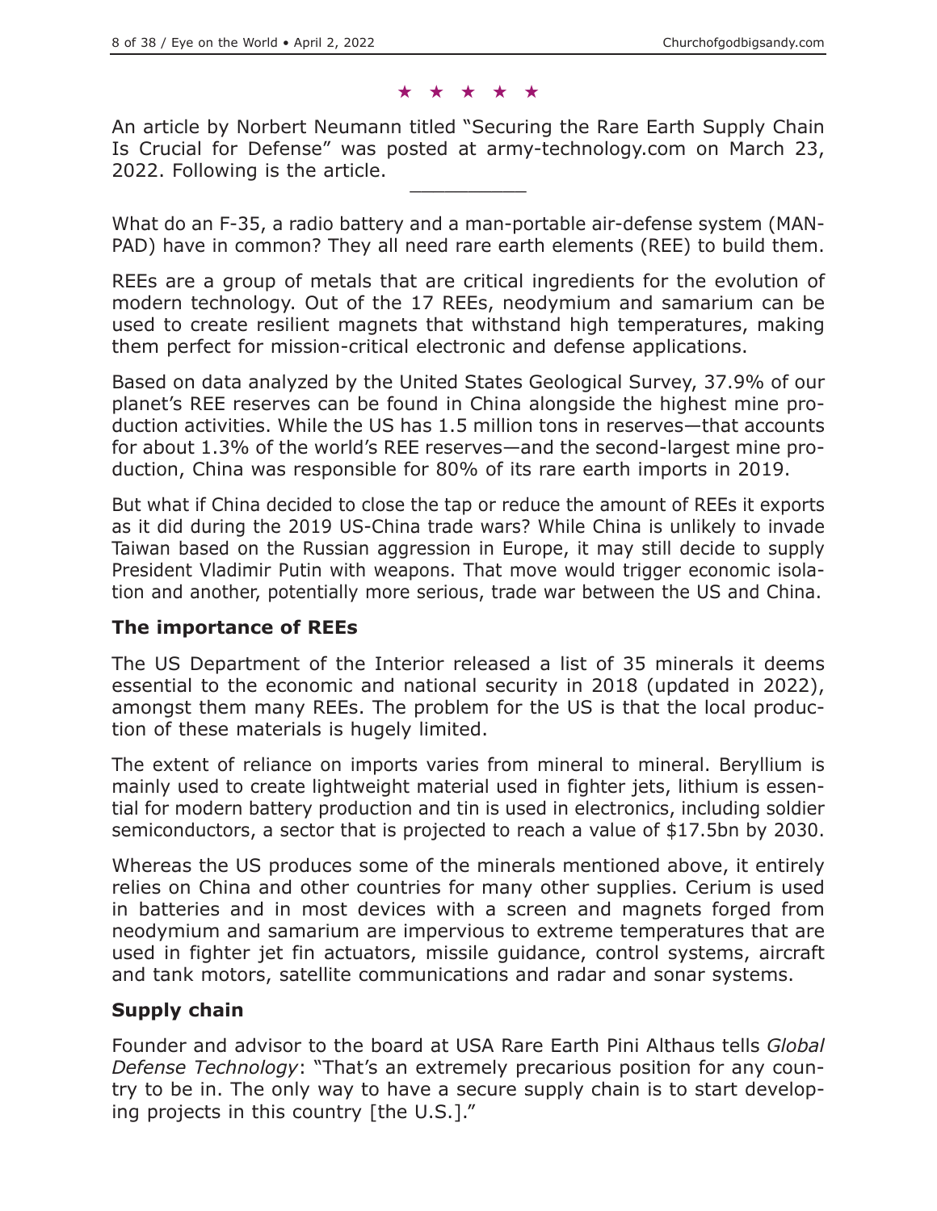★ ★ ★ ★ ★

An article by Norbert Neumann titled "Securing the Rare Earth Supply Chain Is Crucial for Defense" was posted at army-technology.com on March 23, 2022. Following is the article.

---

What do an F-35, a radio battery and a man-portable air-defense system (MANPAD) have in common? They all need rare earth elements (REE) to build them.

REEs are a group of metals that are critical ingredients for the evolution of modern technology. Out of the 17 REEs, neodymium and samarium can be used to create resilient magnets that withstand high temperatures, making them perfect for mission-critical electronic and defense applications.

Based on data analyzed by the United States Geological Survey, 37.9% of our planet's REE reserves can be found in China alongside the highest mine production activities. While the US has 1.5 million tons in reserves—that accounts for about 1.3% of the world's REE reserves—and the second-largest mine production, China was responsible for 80% of its rare earth imports in 2019.

But what if China decided to close the tap or reduce the amount of REEs it exports as it did during the 2019 US-China trade wars? While China is unlikely to invade Taiwan based on the Russian aggression in Europe, it may still decide to supply President Vladimir Putin with weapons. That move would trigger economic isolation and another, potentially more serious, trade war between the US and China.

### The importance of REEs

The US Department of the Interior released a list of 35 minerals it deems essential to the economic and national security in 2018 (updated in 2022), amongst them many REEs. The problem for the US is that the local production of these materials is hugely limited.

The extent of reliance on imports varies from mineral to mineral. Beryllium is mainly used to create lightweight material used in fighter jets, lithium is essential for modern battery production and tin is used in electronics, including soldier semiconductors, a sector that is projected to reach a value of $17.5bn by 2030.

Whereas the US produces some of the minerals mentioned above, it entirely relies on China and other countries for many other supplies. Cerium is used in batteries and in most devices with a screen and magnets forged from neodymium and samarium are impervious to extreme temperatures that are used in fighter jet fin actuators, missile guidance, control systems, aircraft and tank motors, satellite communications and radar and sonar systems.

### Supply chain

Founder and advisor to the board at USA Rare Earth Pini Althaus tells *Global Defense Technology*: "That's an extremely precarious position for any country to be in. The only way to have a secure supply chain is to start developing projects in this country [the U.S.]."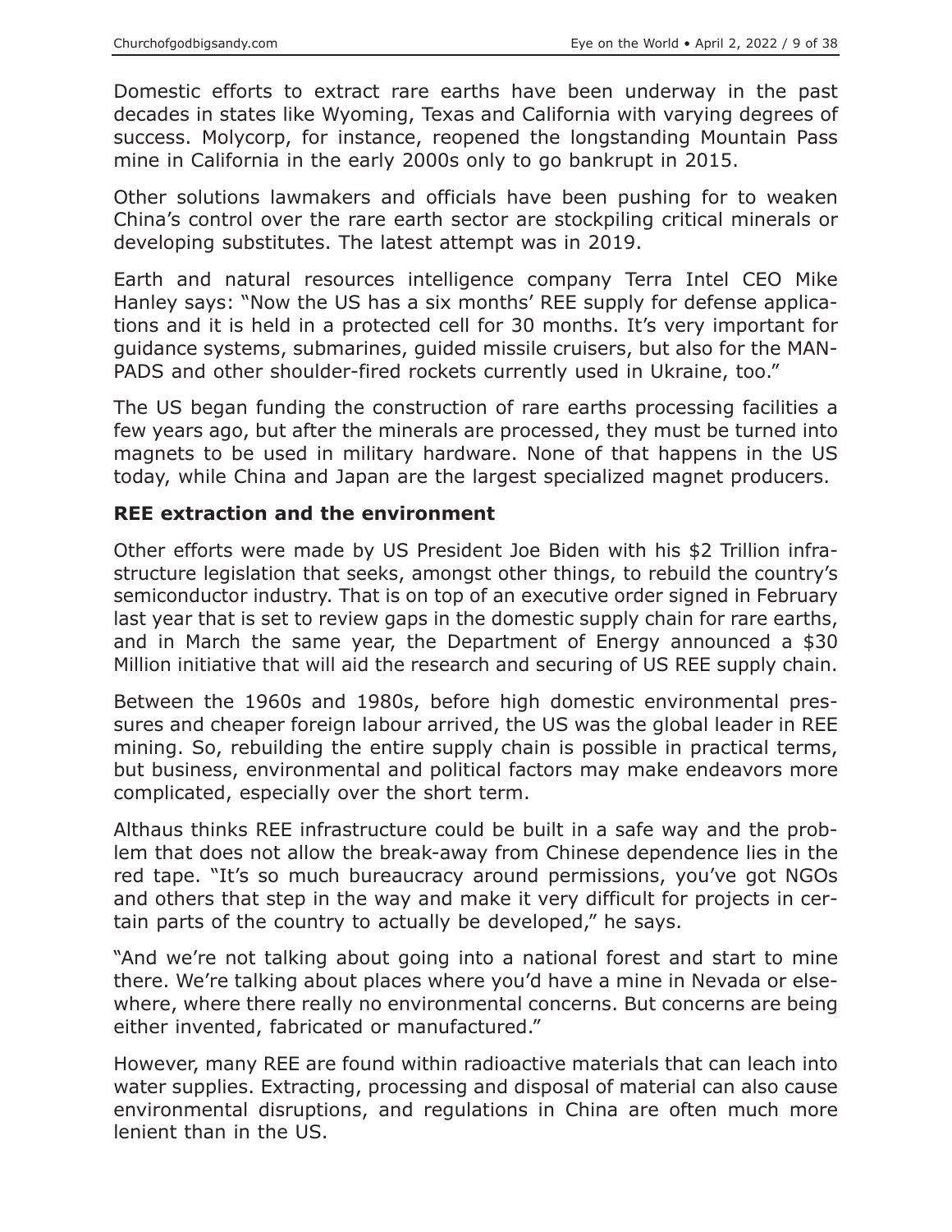Domestic efforts to extract rare earths have been underway in the past decades in states like Wyoming, Texas and California with varying degrees of success. Molycorp, for instance, reopened the longstanding Mountain Pass mine in California in the early 2000s only to go bankrupt in 2015.

Other solutions lawmakers and officials have been pushing for to weaken China's control over the rare earth sector are stockpiling critical minerals or developing substitutes. The latest attempt was in 2019.

Earth and natural resources intelligence company Terra Intel CEO Mike Hanley says: "Now the US has a six months' REE supply for defense applications and it is held in a protected cell for 30 months. It's very important for guidance systems, submarines, guided missile cruisers, but also for the MANPADS and other shoulder-fired rockets currently used in Ukraine, too."

The US began funding the construction of rare earths processing facilities a few years ago, but after the minerals are processed, they must be turned into magnets to be used in military hardware. None of that happens in the US today, while China and Japan are the largest specialized magnet producers.

### REE extraction and the environment

Other efforts were made by US President Joe Biden with his $2 Trillion infrastructure legislation that seeks, amongst other things, to rebuild the country's semiconductor industry. That is on top of an executive order signed in February last year that is set to review gaps in the domestic supply chain for rare earths, and in March the same year, the Department of Energy announced a $30 Million initiative that will aid the research and securing of US REE supply chain.

Between the 1960s and 1980s, before high domestic environmental pressures and cheaper foreign labour arrived, the US was the global leader in REE mining. So, rebuilding the entire supply chain is possible in practical terms, but business, environmental and political factors may make endeavors more complicated, especially over the short term.

Althaus thinks REE infrastructure could be built in a safe way and the problem that does not allow the break-away from Chinese dependence lies in the red tape. "It's so much bureaucracy around permissions, you've got NGOs and others that step in the way and make it very difficult for projects in certain parts of the country to actually be developed," he says.

"And we're not talking about going into a national forest and start to mine there. We're talking about places where you'd have a mine in Nevada or elsewhere, where there really no environmental concerns. But concerns are being either invented, fabricated or manufactured."

However, many REE are found within radioactive materials that can leach into water supplies. Extracting, processing and disposal of material can also cause environmental disruptions, and regulations in China are often much more lenient than in the US.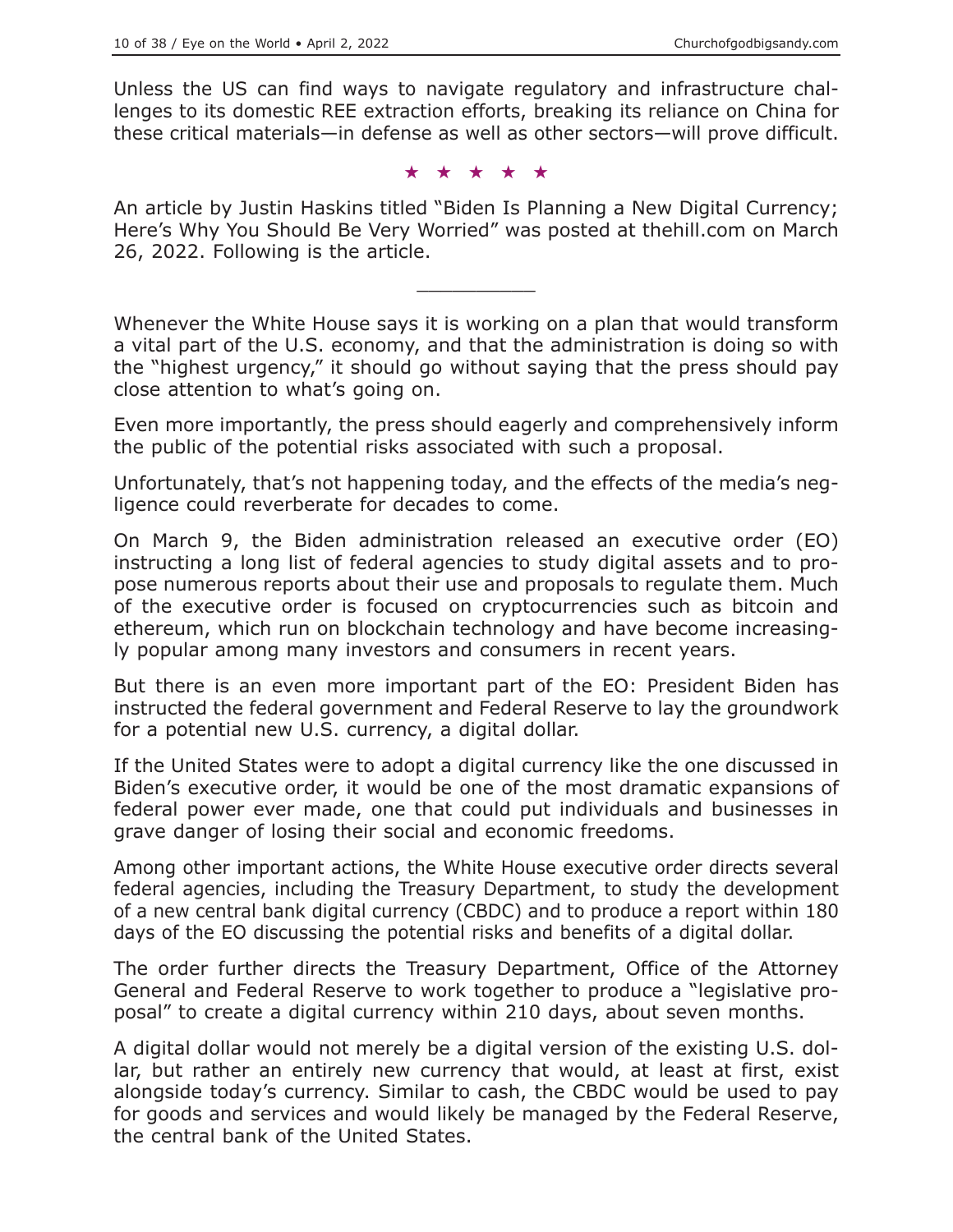Unless the US can find ways to navigate regulatory and infrastructure challenges to its domestic REE extraction efforts, breaking its reliance on China for these critical materials—in defense as well as other sectors—will prove difficult.

★ ★ ★ ★ ★

An article by Justin Haskins titled "Biden Is Planning a New Digital Currency; Here's Why You Should Be Very Worried" was posted at thehill.com on March 26, 2022. Following is the article.

---

Whenever the White House says it is working on a plan that would transform a vital part of the U.S. economy, and that the administration is doing so with the "highest urgency," it should go without saying that the press should pay close attention to what's going on.

Even more importantly, the press should eagerly and comprehensively inform the public of the potential risks associated with such a proposal.

Unfortunately, that's not happening today, and the effects of the media's negligence could reverberate for decades to come.

On March 9, the Biden administration released an executive order (EO) instructing a long list of federal agencies to study digital assets and to propose numerous reports about their use and proposals to regulate them. Much of the executive order is focused on cryptocurrencies such as bitcoin and ethereum, which run on blockchain technology and have become increasingly popular among many investors and consumers in recent years.

But there is an even more important part of the EO: President Biden has instructed the federal government and Federal Reserve to lay the groundwork for a potential new U.S. currency, a digital dollar.

If the United States were to adopt a digital currency like the one discussed in Biden's executive order, it would be one of the most dramatic expansions of federal power ever made, one that could put individuals and businesses in grave danger of losing their social and economic freedoms.

Among other important actions, the White House executive order directs several federal agencies, including the Treasury Department, to study the development of a new central bank digital currency (CBDC) and to produce a report within 180 days of the EO discussing the potential risks and benefits of a digital dollar.

The order further directs the Treasury Department, Office of the Attorney General and Federal Reserve to work together to produce a "legislative proposal" to create a digital currency within 210 days, about seven months.

A digital dollar would not merely be a digital version of the existing U.S. dollar, but rather an entirely new currency that would, at least at first, exist alongside today's currency. Similar to cash, the CBDC would be used to pay for goods and services and would likely be managed by the Federal Reserve, the central bank of the United States.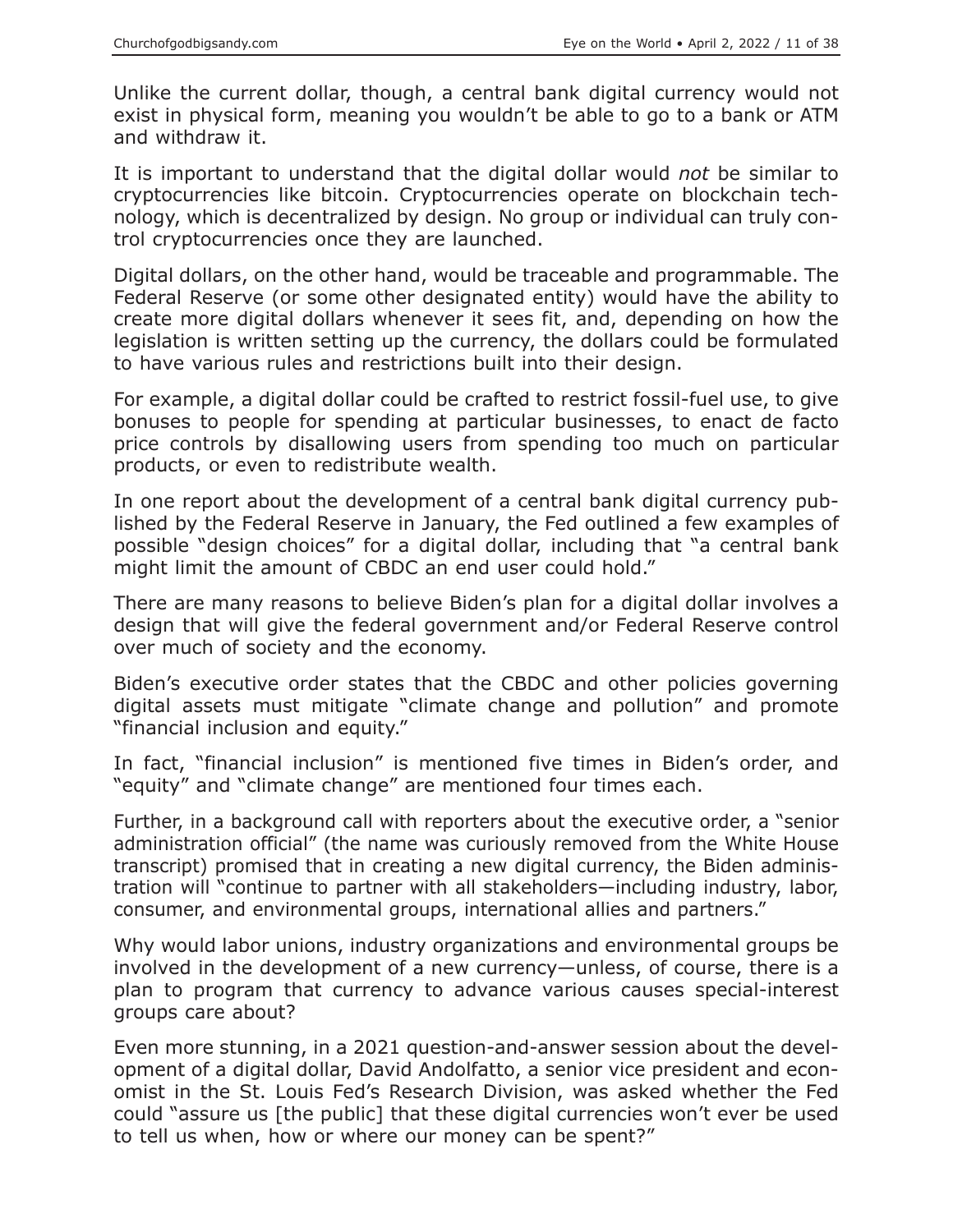Unlike the current dollar, though, a central bank digital currency would not exist in physical form, meaning you wouldn't be able to go to a bank or ATM and withdraw it.

It is important to understand that the digital dollar would *not* be similar to cryptocurrencies like bitcoin. Cryptocurrencies operate on blockchain technology, which is decentralized by design. No group or individual can truly control cryptocurrencies once they are launched.

Digital dollars, on the other hand, would be traceable and programmable. The Federal Reserve (or some other designated entity) would have the ability to create more digital dollars whenever it sees fit, and, depending on how the legislation is written setting up the currency, the dollars could be formulated to have various rules and restrictions built into their design.

For example, a digital dollar could be crafted to restrict fossil-fuel use, to give bonuses to people for spending at particular businesses, to enact de facto price controls by disallowing users from spending too much on particular products, or even to redistribute wealth.

In one report about the development of a central bank digital currency published by the Federal Reserve in January, the Fed outlined a few examples of possible "design choices" for a digital dollar, including that "a central bank might limit the amount of CBDC an end user could hold."

There are many reasons to believe Biden's plan for a digital dollar involves a design that will give the federal government and/or Federal Reserve control over much of society and the economy.

Biden's executive order states that the CBDC and other policies governing digital assets must mitigate "climate change and pollution" and promote "financial inclusion and equity."

In fact, "financial inclusion" is mentioned five times in Biden's order, and "equity" and "climate change" are mentioned four times each.

Further, in a background call with reporters about the executive order, a "senior administration official" (the name was curiously removed from the White House transcript) promised that in creating a new digital currency, the Biden administration will "continue to partner with all stakeholders—including industry, labor, consumer, and environmental groups, international allies and partners."

Why would labor unions, industry organizations and environmental groups be involved in the development of a new currency—unless, of course, there is a plan to program that currency to advance various causes special-interest groups care about?

Even more stunning, in a 2021 question-and-answer session about the development of a digital dollar, David Andolfatto, a senior vice president and economist in the St. Louis Fed's Research Division, was asked whether the Fed could "assure us [the public] that these digital currencies won't ever be used to tell us when, how or where our money can be spent?"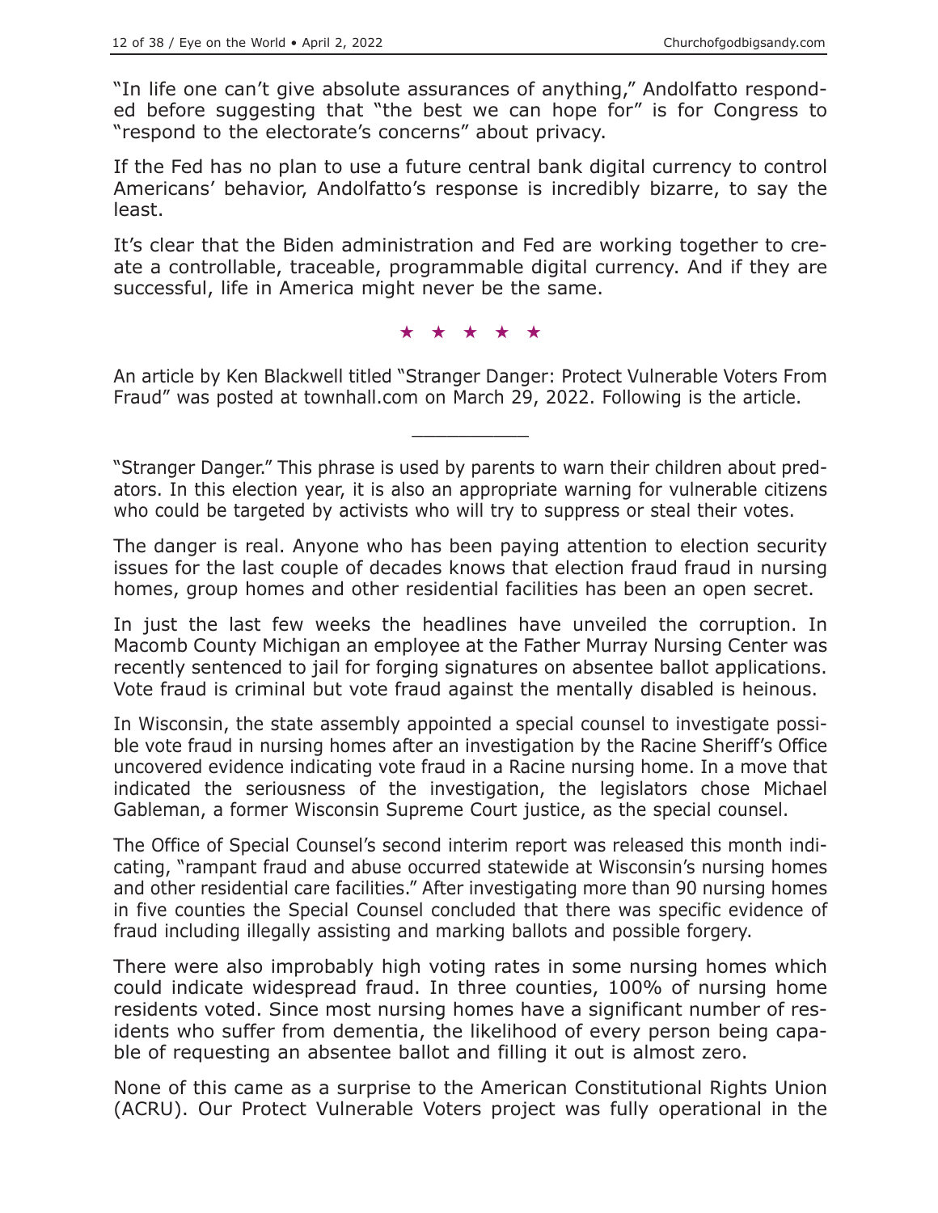"In life one can't give absolute assurances of anything," Andolfatto responded before suggesting that "the best we can hope for" is for Congress to "respond to the electorate's concerns" about privacy.

If the Fed has no plan to use a future central bank digital currency to control Americans' behavior, Andolfatto's response is incredibly bizarre, to say the least.

It's clear that the Biden administration and Fed are working together to create a controllable, traceable, programmable digital currency. And if they are successful, life in America might never be the same.

★ ★ ★ ★ ★

An article by Ken Blackwell titled "Stranger Danger: Protect Vulnerable Voters From Fraud" was posted at townhall.com on March 29, 2022. Following is the article.

---

"Stranger Danger." This phrase is used by parents to warn their children about predators. In this election year, it is also an appropriate warning for vulnerable citizens who could be targeted by activists who will try to suppress or steal their votes.

The danger is real. Anyone who has been paying attention to election security issues for the last couple of decades knows that election fraud fraud in nursing homes, group homes and other residential facilities has been an open secret.

In just the last few weeks the headlines have unveiled the corruption. In Macomb County Michigan an employee at the Father Murray Nursing Center was recently sentenced to jail for forging signatures on absentee ballot applications. Vote fraud is criminal but vote fraud against the mentally disabled is heinous.

In Wisconsin, the state assembly appointed a special counsel to investigate possible vote fraud in nursing homes after an investigation by the Racine Sheriff's Office uncovered evidence indicating vote fraud in a Racine nursing home. In a move that indicated the seriousness of the investigation, the legislators chose Michael Gableman, a former Wisconsin Supreme Court justice, as the special counsel.

The Office of Special Counsel's second interim report was released this month indicating, "rampant fraud and abuse occurred statewide at Wisconsin's nursing homes and other residential care facilities." After investigating more than 90 nursing homes in five counties the Special Counsel concluded that there was specific evidence of fraud including illegally assisting and marking ballots and possible forgery.

There were also improbably high voting rates in some nursing homes which could indicate widespread fraud. In three counties, 100% of nursing home residents voted. Since most nursing homes have a significant number of residents who suffer from dementia, the likelihood of every person being capable of requesting an absentee ballot and filling it out is almost zero.

None of this came as a surprise to the American Constitutional Rights Union (ACRU). Our Protect Vulnerable Voters project was fully operational in the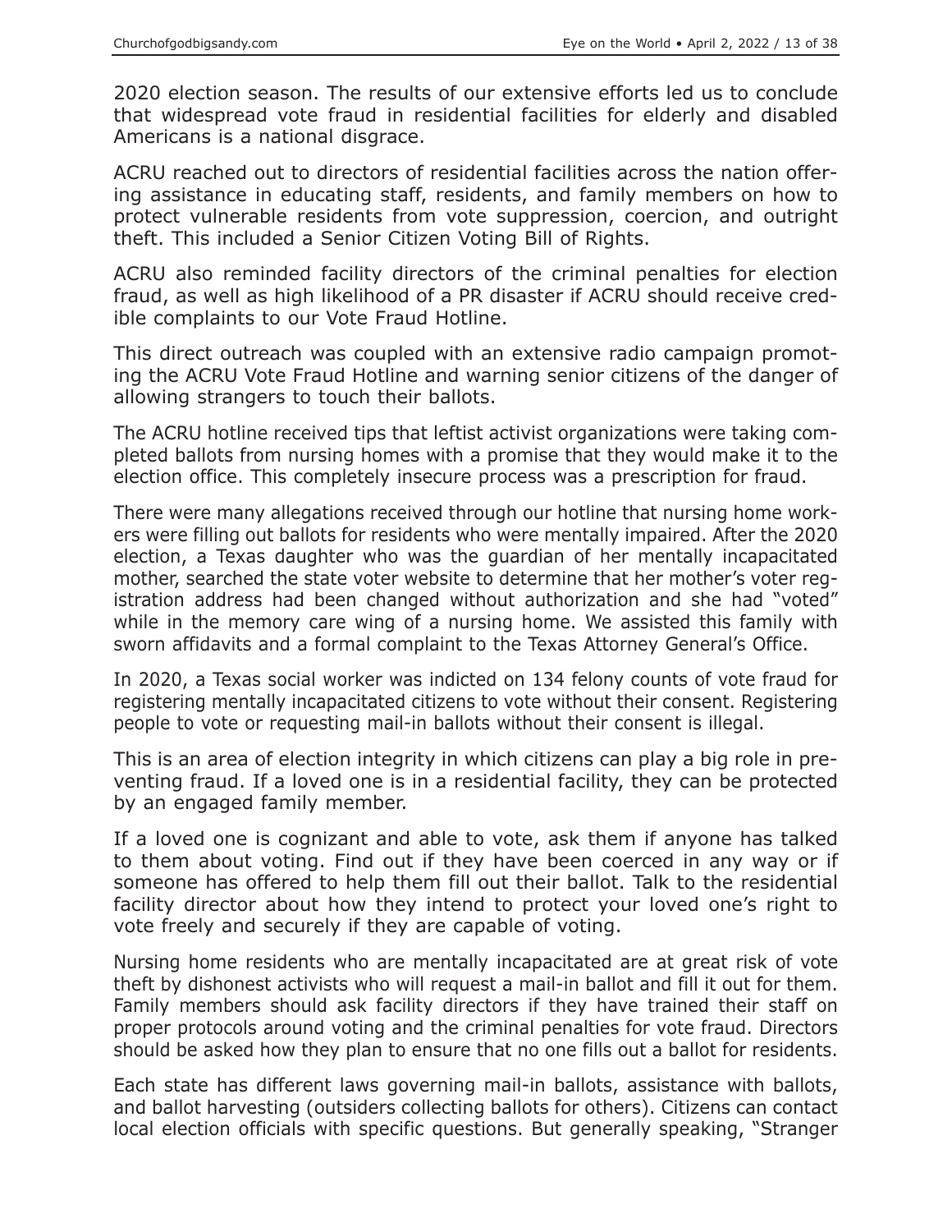2020 election season. The results of our extensive efforts led us to conclude that widespread vote fraud in residential facilities for elderly and disabled Americans is a national disgrace.

ACRU reached out to directors of residential facilities across the nation offering assistance in educating staff, residents, and family members on how to protect vulnerable residents from vote suppression, coercion, and outright theft. This included a Senior Citizen Voting Bill of Rights.

ACRU also reminded facility directors of the criminal penalties for election fraud, as well as high likelihood of a PR disaster if ACRU should receive credible complaints to our Vote Fraud Hotline.

This direct outreach was coupled with an extensive radio campaign promoting the ACRU Vote Fraud Hotline and warning senior citizens of the danger of allowing strangers to touch their ballots.

The ACRU hotline received tips that leftist activist organizations were taking completed ballots from nursing homes with a promise that they would make it to the election office. This completely insecure process was a prescription for fraud.

There were many allegations received through our hotline that nursing home workers were filling out ballots for residents who were mentally impaired. After the 2020 election, a Texas daughter who was the guardian of her mentally incapacitated mother, searched the state voter website to determine that her mother's voter registration address had been changed without authorization and she had "voted" while in the memory care wing of a nursing home. We assisted this family with sworn affidavits and a formal complaint to the Texas Attorney General's Office.

In 2020, a Texas social worker was indicted on 134 felony counts of vote fraud for registering mentally incapacitated citizens to vote without their consent. Registering people to vote or requesting mail-in ballots without their consent is illegal.

This is an area of election integrity in which citizens can play a big role in preventing fraud. If a loved one is in a residential facility, they can be protected by an engaged family member.

If a loved one is cognizant and able to vote, ask them if anyone has talked to them about voting. Find out if they have been coerced in any way or if someone has offered to help them fill out their ballot. Talk to the residential facility director about how they intend to protect your loved one's right to vote freely and securely if they are capable of voting.

Nursing home residents who are mentally incapacitated are at great risk of vote theft by dishonest activists who will request a mail-in ballot and fill it out for them. Family members should ask facility directors if they have trained their staff on proper protocols around voting and the criminal penalties for vote fraud. Directors should be asked how they plan to ensure that no one fills out a ballot for residents.

Each state has different laws governing mail-in ballots, assistance with ballots, and ballot harvesting (outsiders collecting ballots for others). Citizens can contact local election officials with specific questions. But generally speaking, "Stranger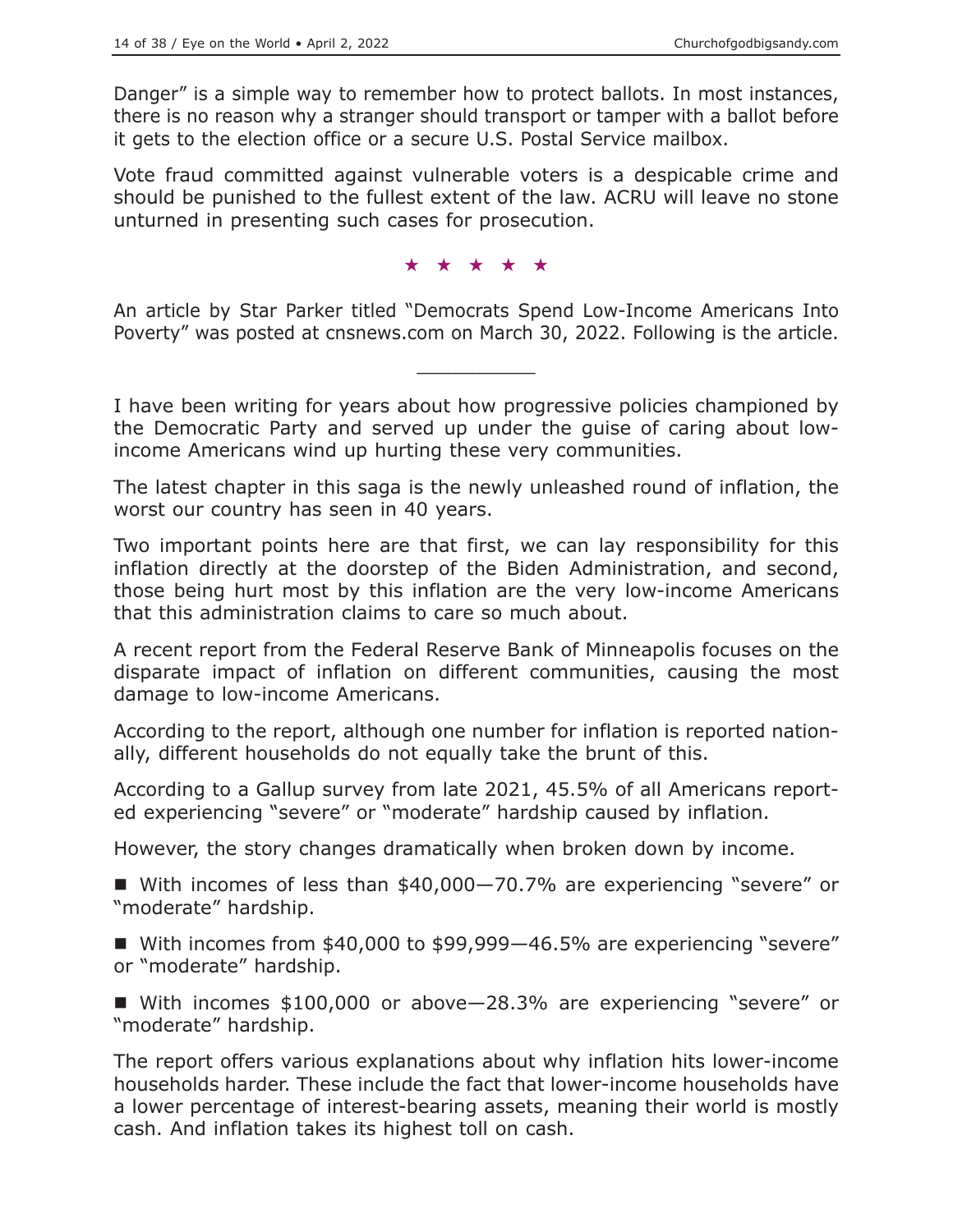Danger" is a simple way to remember how to protect ballots. In most instances, there is no reason why a stranger should transport or tamper with a ballot before it gets to the election office or a secure U.S. Postal Service mailbox.

Vote fraud committed against vulnerable voters is a despicable crime and should be punished to the fullest extent of the law. ACRU will leave no stone unturned in presenting such cases for prosecution.

★ ★ ★ ★ ★

An article by Star Parker titled "Democrats Spend Low-Income Americans Into Poverty" was posted at cnsnews.com on March 30, 2022. Following is the article.

---

I have been writing for years about how progressive policies championed by the Democratic Party and served up under the guise of caring about low-income Americans wind up hurting these very communities.

The latest chapter in this saga is the newly unleashed round of inflation, the worst our country has seen in 40 years.

Two important points here are that first, we can lay responsibility for this inflation directly at the doorstep of the Biden Administration, and second, those being hurt most by this inflation are the very low-income Americans that this administration claims to care so much about.

A recent report from the Federal Reserve Bank of Minneapolis focuses on the disparate impact of inflation on different communities, causing the most damage to low-income Americans.

According to the report, although one number for inflation is reported nationally, different households do not equally take the brunt of this.

According to a Gallup survey from late 2021, 45.5% of all Americans reported experiencing "severe" or "moderate" hardship caused by inflation.

However, the story changes dramatically when broken down by income.

- With incomes of less than $40,000—70.7% are experiencing "severe" or "moderate" hardship.
- With incomes from $40,000 to $99,999—46.5% are experiencing "severe" or "moderate" hardship.
- With incomes $100,000 or above—28.3% are experiencing "severe" or "moderate" hardship.

The report offers various explanations about why inflation hits lower-income households harder. These include the fact that lower-income households have a lower percentage of interest-bearing assets, meaning their world is mostly cash. And inflation takes its highest toll on cash.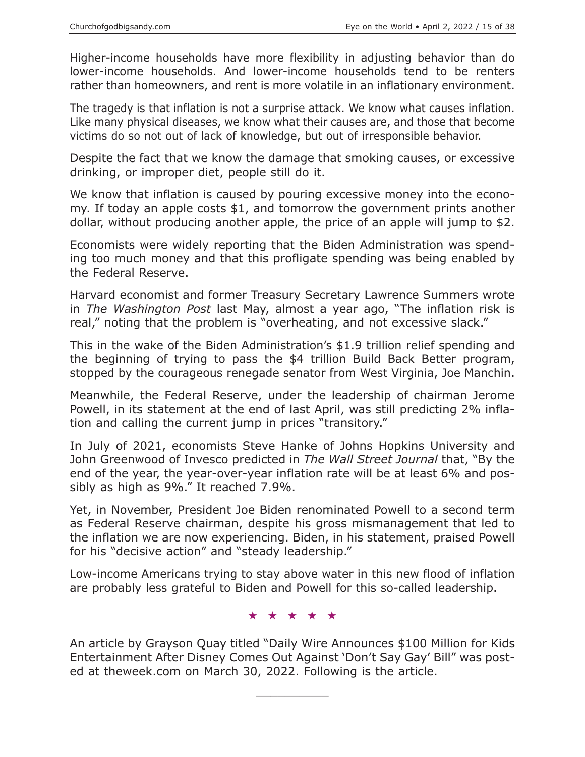Higher-income households have more flexibility in adjusting behavior than do lower-income households. And lower-income households tend to be renters rather than homeowners, and rent is more volatile in an inflationary environment.

The tragedy is that inflation is not a surprise attack. We know what causes inflation. Like many physical diseases, we know what their causes are, and those that become victims do so not out of lack of knowledge, but out of irresponsible behavior.

Despite the fact that we know the damage that smoking causes, or excessive drinking, or improper diet, people still do it.

We know that inflation is caused by pouring excessive money into the economy. If today an apple costs $1, and tomorrow the government prints another dollar, without producing another apple, the price of an apple will jump to $2.

Economists were widely reporting that the Biden Administration was spending too much money and that this profligate spending was being enabled by the Federal Reserve.

Harvard economist and former Treasury Secretary Lawrence Summers wrote in *The Washington Post* last May, almost a year ago, "The inflation risk is real," noting that the problem is "overheating, and not excessive slack."

This in the wake of the Biden Administration's $1.9 trillion relief spending and the beginning of trying to pass the $4 trillion Build Back Better program, stopped by the courageous renegade senator from West Virginia, Joe Manchin.

Meanwhile, the Federal Reserve, under the leadership of chairman Jerome Powell, in its statement at the end of last April, was still predicting 2% inflation and calling the current jump in prices "transitory."

In July of 2021, economists Steve Hanke of Johns Hopkins University and John Greenwood of Invesco predicted in *The Wall Street Journal* that, "By the end of the year, the year-over-year inflation rate will be at least 6% and possibly as high as 9%." It reached 7.9%.

Yet, in November, President Joe Biden renominated Powell to a second term as Federal Reserve chairman, despite his gross mismanagement that led to the inflation we are now experiencing. Biden, in his statement, praised Powell for his "decisive action" and "steady leadership."

Low-income Americans trying to stay above water in this new flood of inflation are probably less grateful to Biden and Powell for this so-called leadership.

★ ★ ★ ★ ★

An article by Grayson Quay titled "Daily Wire Announces $100 Million for Kids Entertainment After Disney Comes Out Against 'Don't Say Gay' Bill" was posted at theweek.com on March 30, 2022. Following is the article.

---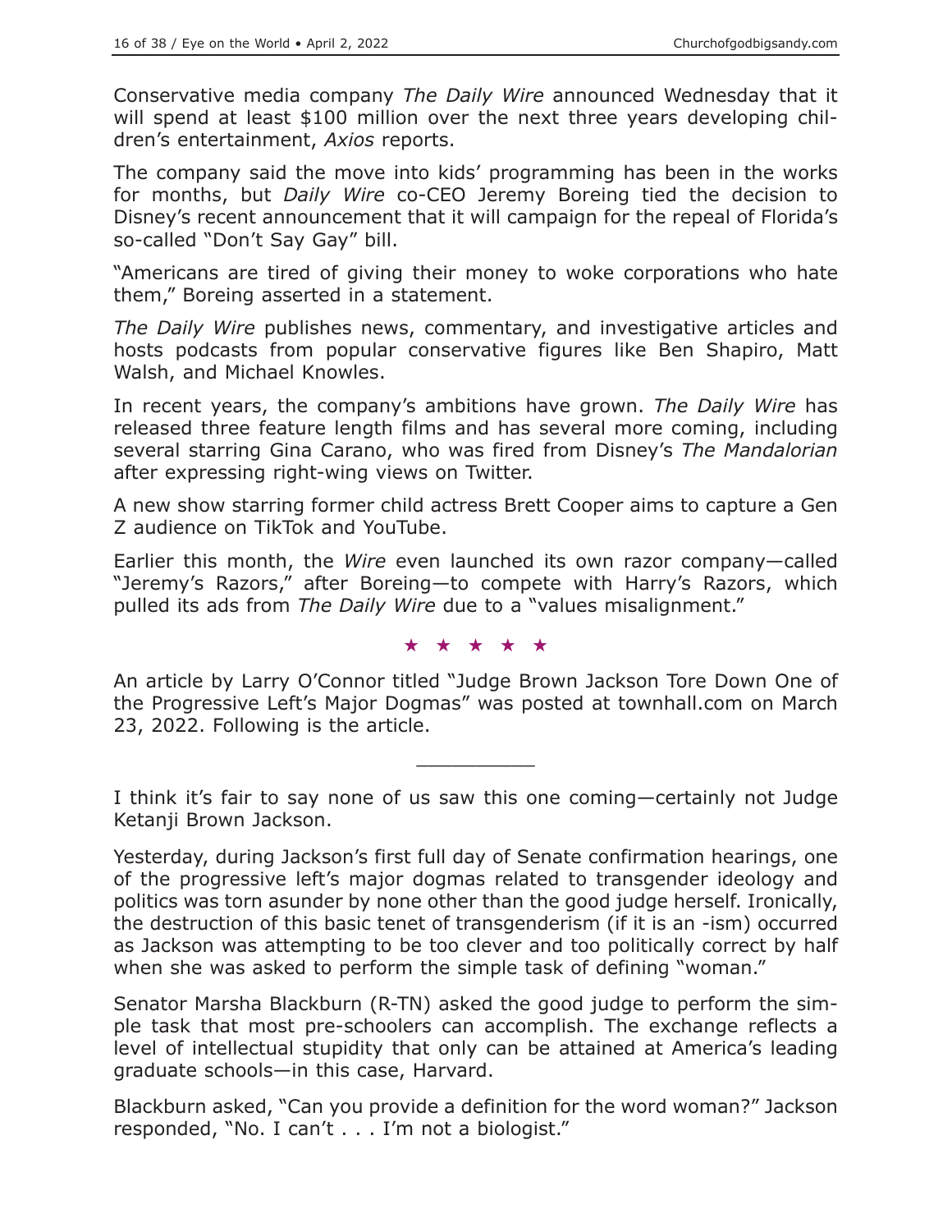Conservative media company *The Daily Wire* announced Wednesday that it will spend at least $100 million over the next three years developing children's entertainment, *Axios* reports.

The company said the move into kids' programming has been in the works for months, but *Daily Wire* co-CEO Jeremy Boreing tied the decision to Disney's recent announcement that it will campaign for the repeal of Florida's so-called "Don't Say Gay" bill.

"Americans are tired of giving their money to woke corporations who hate them," Boreing asserted in a statement.

*The Daily Wire* publishes news, commentary, and investigative articles and hosts podcasts from popular conservative figures like Ben Shapiro, Matt Walsh, and Michael Knowles.

In recent years, the company's ambitions have grown. *The Daily Wire* has released three feature length films and has several more coming, including several starring Gina Carano, who was fired from Disney's *The Mandalorian* after expressing right-wing views on Twitter.

A new show starring former child actress Brett Cooper aims to capture a Gen Z audience on TikTok and YouTube.

Earlier this month, the *Wire* even launched its own razor company—called "Jeremy's Razors," after Boreing—to compete with Harry's Razors, which pulled its ads from *The Daily Wire* due to a "values misalignment."

★ ★ ★ ★ ★

An article by Larry O'Connor titled "Judge Brown Jackson Tore Down One of the Progressive Left's Major Dogmas" was posted at townhall.com on March 23, 2022. Following is the article.

---

I think it's fair to say none of us saw this one coming—certainly not Judge Ketanji Brown Jackson.

Yesterday, during Jackson's first full day of Senate confirmation hearings, one of the progressive left's major dogmas related to transgender ideology and politics was torn asunder by none other than the good judge herself. Ironically, the destruction of this basic tenet of transgenderism (if it is an -ism) occurred as Jackson was attempting to be too clever and too politically correct by half when she was asked to perform the simple task of defining "woman."

Senator Marsha Blackburn (R-TN) asked the good judge to perform the simple task that most pre-schoolers can accomplish. The exchange reflects a level of intellectual stupidity that only can be attained at America's leading graduate schools—in this case, Harvard.

Blackburn asked, "Can you provide a definition for the word woman?" Jackson responded, "No. I can't . . . I'm not a biologist."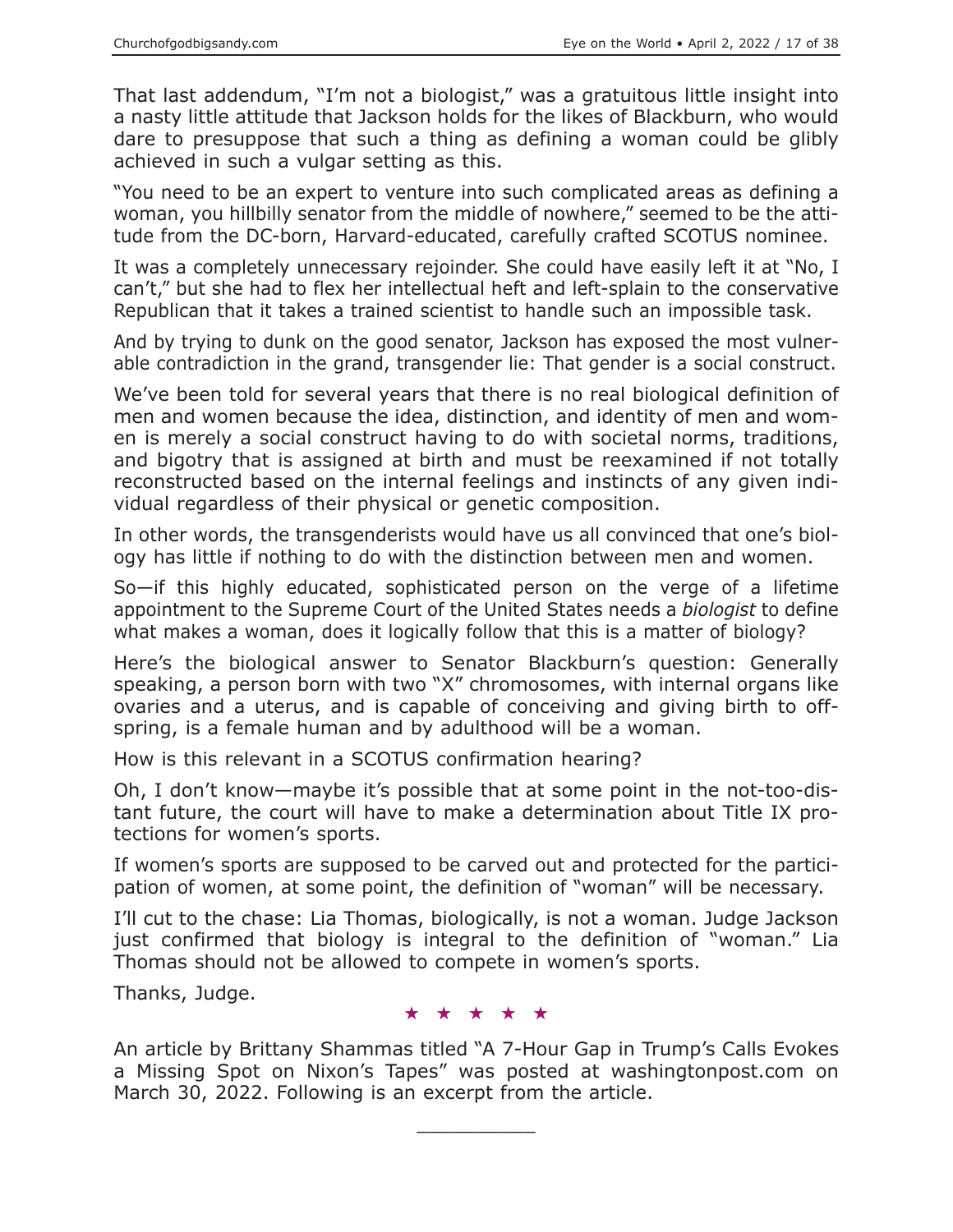That last addendum, "I'm not a biologist," was a gratuitous little insight into a nasty little attitude that Jackson holds for the likes of Blackburn, who would dare to presuppose that such a thing as defining a woman could be glibly achieved in such a vulgar setting as this.

"You need to be an expert to venture into such complicated areas as defining a woman, you hillbilly senator from the middle of nowhere," seemed to be the attitude from the DC-born, Harvard-educated, carefully crafted SCOTUS nominee.

It was a completely unnecessary rejoinder. She could have easily left it at "No, I can't," but she had to flex her intellectual heft and left-splain to the conservative Republican that it takes a trained scientist to handle such an impossible task.

And by trying to dunk on the good senator, Jackson has exposed the most vulnerable contradiction in the grand, transgender lie: That gender is a social construct.

We've been told for several years that there is no real biological definition of men and women because the idea, distinction, and identity of men and women is merely a social construct having to do with societal norms, traditions, and bigotry that is assigned at birth and must be reexamined if not totally reconstructed based on the internal feelings and instincts of any given individual regardless of their physical or genetic composition.

In other words, the transgenderists would have us all convinced that one's biology has little if nothing to do with the distinction between men and women.

So—if this highly educated, sophisticated person on the verge of a lifetime appointment to the Supreme Court of the United States needs a *biologist* to define what makes a woman, does it logically follow that this is a matter of biology?

Here's the biological answer to Senator Blackburn's question: Generally speaking, a person born with two "X" chromosomes, with internal organs like ovaries and a uterus, and is capable of conceiving and giving birth to offspring, is a female human and by adulthood will be a woman.

How is this relevant in a SCOTUS confirmation hearing?

Oh, I don't know—maybe it's possible that at some point in the not-too-distant future, the court will have to make a determination about Title IX protections for women's sports.

If women's sports are supposed to be carved out and protected for the participation of women, at some point, the definition of "woman" will be necessary.

I'll cut to the chase: Lia Thomas, biologically, is not a woman. Judge Jackson just confirmed that biology is integral to the definition of "woman." Lia Thomas should not be allowed to compete in women's sports.

Thanks, Judge.

★ ★ ★ ★ ★

An article by Brittany Shammas titled "A 7-Hour Gap in Trump's Calls Evokes a Missing Spot on Nixon's Tapes" was posted at washingtonpost.com on March 30, 2022. Following is an excerpt from the article.

__________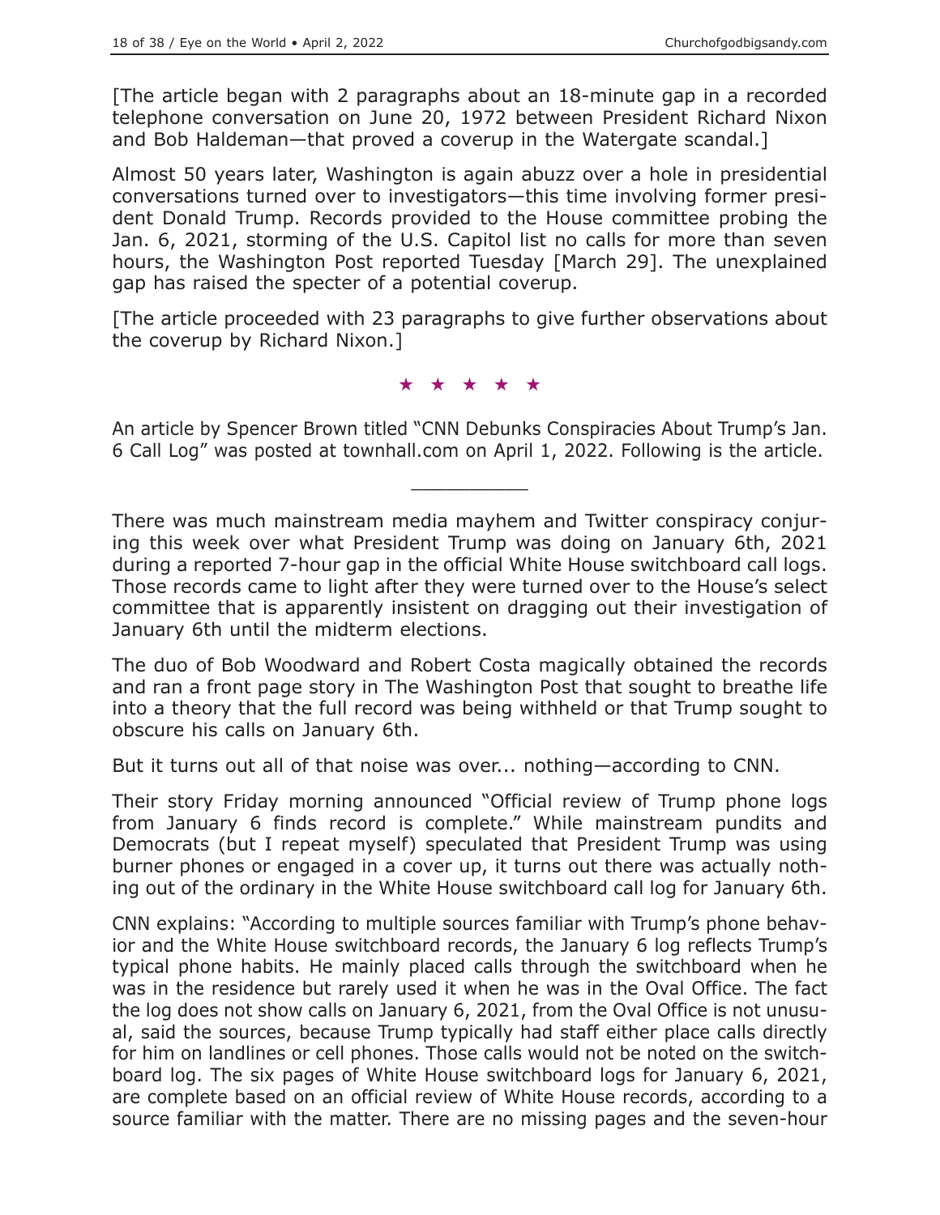[The article began with 2 paragraphs about an 18-minute gap in a recorded telephone conversation on June 20, 1972 between President Richard Nixon and Bob Haldeman—that proved a coverup in the Watergate scandal.]

Almost 50 years later, Washington is again abuzz over a hole in presidential conversations turned over to investigators—this time involving former president Donald Trump. Records provided to the House committee probing the Jan. 6, 2021, storming of the U.S. Capitol list no calls for more than seven hours, the Washington Post reported Tuesday [March 29]. The unexplained gap has raised the specter of a potential coverup.

[The article proceeded with 23 paragraphs to give further observations about the coverup by Richard Nixon.]

★ ★ ★ ★ ★

An article by Spencer Brown titled "CNN Debunks Conspiracies About Trump's Jan. 6 Call Log" was posted at townhall.com on April 1, 2022. Following is the article.

---

There was much mainstream media mayhem and Twitter conspiracy conjuring this week over what President Trump was doing on January 6th, 2021 during a reported 7-hour gap in the official White House switchboard call logs. Those records came to light after they were turned over to the House's select committee that is apparently insistent on dragging out their investigation of January 6th until the midterm elections.

The duo of Bob Woodward and Robert Costa magically obtained the records and ran a front page story in The Washington Post that sought to breathe life into a theory that the full record was being withheld or that Trump sought to obscure his calls on January 6th.

But it turns out all of that noise was over... nothing—according to CNN.

Their story Friday morning announced "Official review of Trump phone logs from January 6 finds record is complete." While mainstream pundits and Democrats (but I repeat myself) speculated that President Trump was using burner phones or engaged in a cover up, it turns out there was actually nothing out of the ordinary in the White House switchboard call log for January 6th.

CNN explains: "According to multiple sources familiar with Trump's phone behavior and the White House switchboard records, the January 6 log reflects Trump's typical phone habits. He mainly placed calls through the switchboard when he was in the residence but rarely used it when he was in the Oval Office. The fact the log does not show calls on January 6, 2021, from the Oval Office is not unusual, said the sources, because Trump typically had staff either place calls directly for him on landlines or cell phones. Those calls would not be noted on the switchboard log. The six pages of White House switchboard logs for January 6, 2021, are complete based on an official review of White House records, according to a source familiar with the matter. There are no missing pages and the seven-hour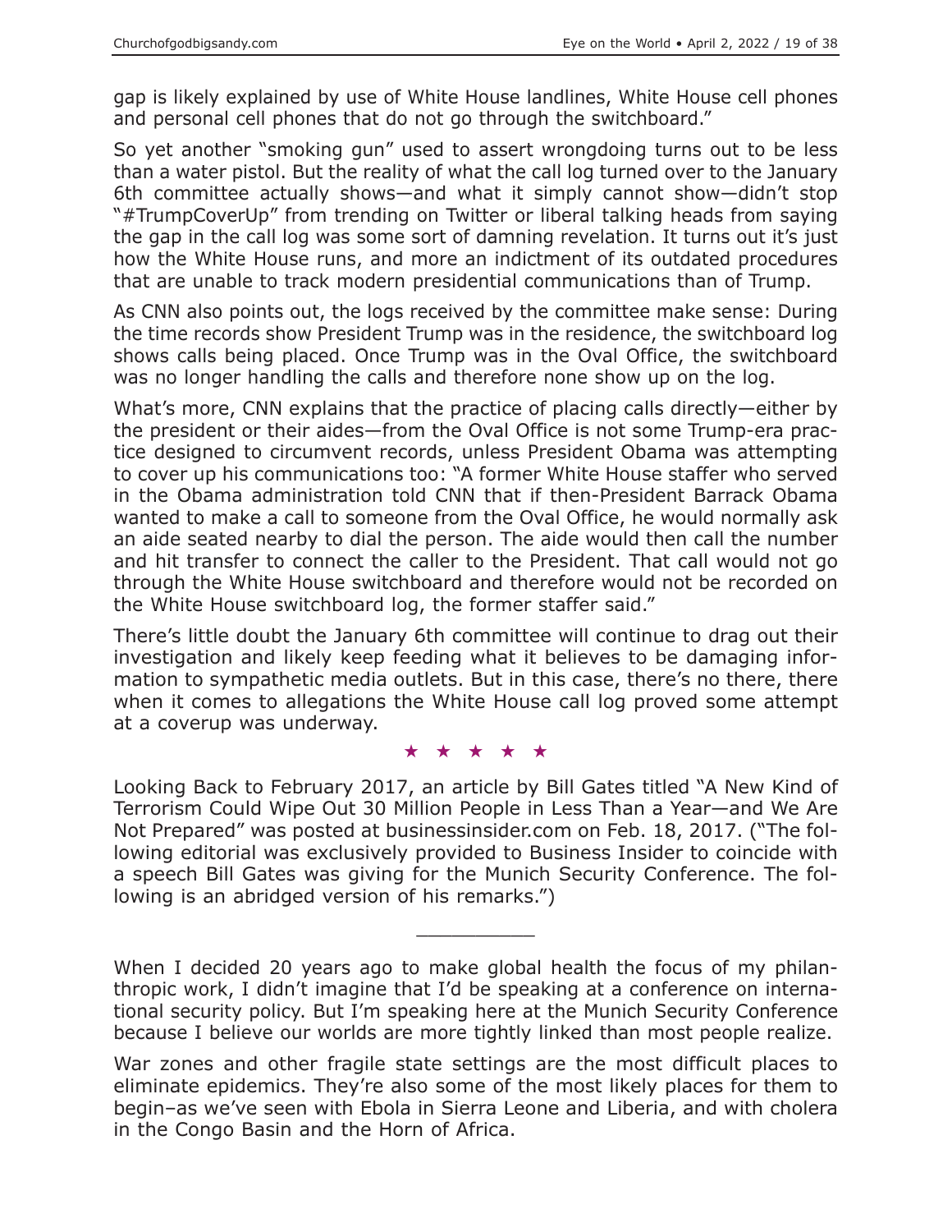gap is likely explained by use of White House landlines, White House cell phones and personal cell phones that do not go through the switchboard."

So yet another "smoking gun" used to assert wrongdoing turns out to be less than a water pistol. But the reality of what the call log turned over to the January 6th committee actually shows—and what it simply cannot show—didn't stop "#TrumpCoverUp" from trending on Twitter or liberal talking heads from saying the gap in the call log was some sort of damning revelation. It turns out it's just how the White House runs, and more an indictment of its outdated procedures that are unable to track modern presidential communications than of Trump.

As CNN also points out, the logs received by the committee make sense: During the time records show President Trump was in the residence, the switchboard log shows calls being placed. Once Trump was in the Oval Office, the switchboard was no longer handling the calls and therefore none show up on the log.

What's more, CNN explains that the practice of placing calls directly—either by the president or their aides—from the Oval Office is not some Trump-era practice designed to circumvent records, unless President Obama was attempting to cover up his communications too: "A former White House staffer who served in the Obama administration told CNN that if then-President Barrack Obama wanted to make a call to someone from the Oval Office, he would normally ask an aide seated nearby to dial the person. The aide would then call the number and hit transfer to connect the caller to the President. That call would not go through the White House switchboard and therefore would not be recorded on the White House switchboard log, the former staffer said."

There's little doubt the January 6th committee will continue to drag out their investigation and likely keep feeding what it believes to be damaging information to sympathetic media outlets. But in this case, there's no there, there when it comes to allegations the White House call log proved some attempt at a coverup was underway.

★ ★ ★ ★ ★

Looking Back to February 2017, an article by Bill Gates titled "A New Kind of Terrorism Could Wipe Out 30 Million People in Less Than a Year—and We Are Not Prepared" was posted at businessinsider.com on Feb. 18, 2017. ("The following editorial was exclusively provided to Business Insider to coincide with a speech Bill Gates was giving for the Munich Security Conference. The following is an abridged version of his remarks.")

---

When I decided 20 years ago to make global health the focus of my philanthropic work, I didn't imagine that I'd be speaking at a conference on international security policy. But I'm speaking here at the Munich Security Conference because I believe our worlds are more tightly linked than most people realize.

War zones and other fragile state settings are the most difficult places to eliminate epidemics. They're also some of the most likely places for them to begin–as we've seen with Ebola in Sierra Leone and Liberia, and with cholera in the Congo Basin and the Horn of Africa.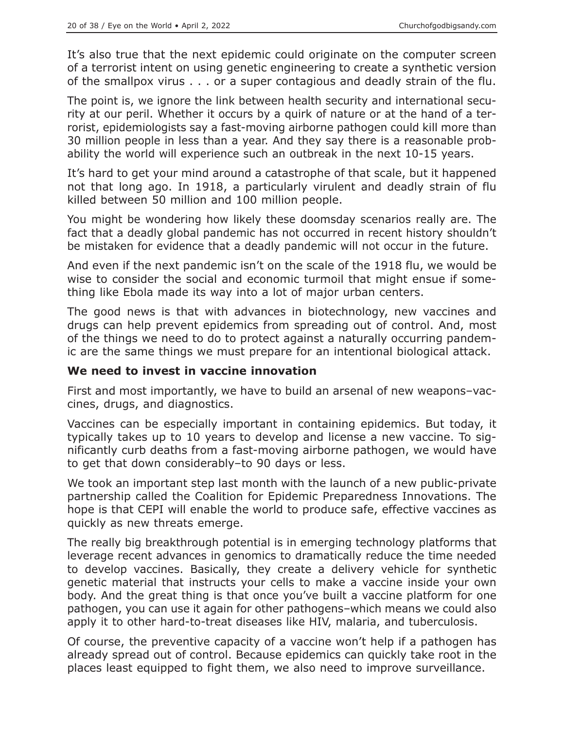It's also true that the next epidemic could originate on the computer screen of a terrorist intent on using genetic engineering to create a synthetic version of the smallpox virus . . . or a super contagious and deadly strain of the flu.

The point is, we ignore the link between health security and international security at our peril. Whether it occurs by a quirk of nature or at the hand of a terrorist, epidemiologists say a fast-moving airborne pathogen could kill more than 30 million people in less than a year. And they say there is a reasonable probability the world will experience such an outbreak in the next 10-15 years.

It's hard to get your mind around a catastrophe of that scale, but it happened not that long ago. In 1918, a particularly virulent and deadly strain of flu killed between 50 million and 100 million people.

You might be wondering how likely these doomsday scenarios really are. The fact that a deadly global pandemic has not occurred in recent history shouldn't be mistaken for evidence that a deadly pandemic will not occur in the future.

And even if the next pandemic isn't on the scale of the 1918 flu, we would be wise to consider the social and economic turmoil that might ensue if something like Ebola made its way into a lot of major urban centers.

The good news is that with advances in biotechnology, new vaccines and drugs can help prevent epidemics from spreading out of control. And, most of the things we need to do to protect against a naturally occurring pandemic are the same things we must prepare for an intentional biological attack.

**We need to invest in vaccine innovation**

First and most importantly, we have to build an arsenal of new weapons–vaccines, drugs, and diagnostics.

Vaccines can be especially important in containing epidemics. But today, it typically takes up to 10 years to develop and license a new vaccine. To significantly curb deaths from a fast-moving airborne pathogen, we would have to get that down considerably–to 90 days or less.

We took an important step last month with the launch of a new public-private partnership called the Coalition for Epidemic Preparedness Innovations. The hope is that CEPI will enable the world to produce safe, effective vaccines as quickly as new threats emerge.

The really big breakthrough potential is in emerging technology platforms that leverage recent advances in genomics to dramatically reduce the time needed to develop vaccines. Basically, they create a delivery vehicle for synthetic genetic material that instructs your cells to make a vaccine inside your own body. And the great thing is that once you've built a vaccine platform for one pathogen, you can use it again for other pathogens–which means we could also apply it to other hard-to-treat diseases like HIV, malaria, and tuberculosis.

Of course, the preventive capacity of a vaccine won't help if a pathogen has already spread out of control. Because epidemics can quickly take root in the places least equipped to fight them, we also need to improve surveillance.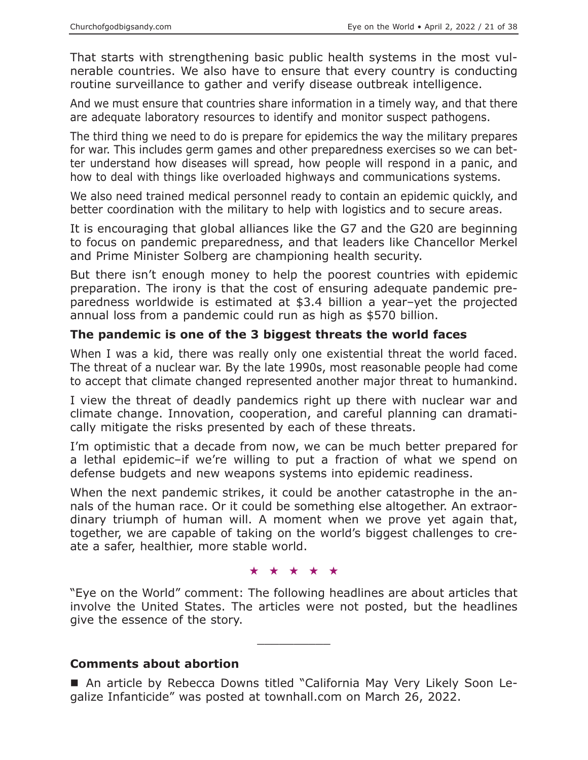That starts with strengthening basic public health systems in the most vulnerable countries. We also have to ensure that every country is conducting routine surveillance to gather and verify disease outbreak intelligence.

And we must ensure that countries share information in a timely way, and that there are adequate laboratory resources to identify and monitor suspect pathogens.

The third thing we need to do is prepare for epidemics the way the military prepares for war. This includes germ games and other preparedness exercises so we can better understand how diseases will spread, how people will respond in a panic, and how to deal with things like overloaded highways and communications systems.

We also need trained medical personnel ready to contain an epidemic quickly, and better coordination with the military to help with logistics and to secure areas.

It is encouraging that global alliances like the G7 and the G20 are beginning to focus on pandemic preparedness, and that leaders like Chancellor Merkel and Prime Minister Solberg are championing health security.

But there isn't enough money to help the poorest countries with epidemic preparation. The irony is that the cost of ensuring adequate pandemic preparedness worldwide is estimated at $3.4 billion a year–yet the projected annual loss from a pandemic could run as high as $570 billion.

### The pandemic is one of the 3 biggest threats the world faces

When I was a kid, there was really only one existential threat the world faced. The threat of a nuclear war. By the late 1990s, most reasonable people had come to accept that climate changed represented another major threat to humankind.

I view the threat of deadly pandemics right up there with nuclear war and climate change. Innovation, cooperation, and careful planning can dramatically mitigate the risks presented by each of these threats.

I'm optimistic that a decade from now, we can be much better prepared for a lethal epidemic–if we're willing to put a fraction of what we spend on defense budgets and new weapons systems into epidemic readiness.

When the next pandemic strikes, it could be another catastrophe in the annals of the human race. Or it could be something else altogether. An extraordinary triumph of human will. A moment when we prove yet again that, together, we are capable of taking on the world's biggest challenges to create a safer, healthier, more stable world.

★ ★ ★ ★ ★

"Eye on the World" comment: The following headlines are about articles that involve the United States. The articles were not posted, but the headlines give the essence of the story.

---

### Comments about abortion

- An article by Rebecca Downs titled "California May Very Likely Soon Legalize Infanticide" was posted at townhall.com on March 26, 2022.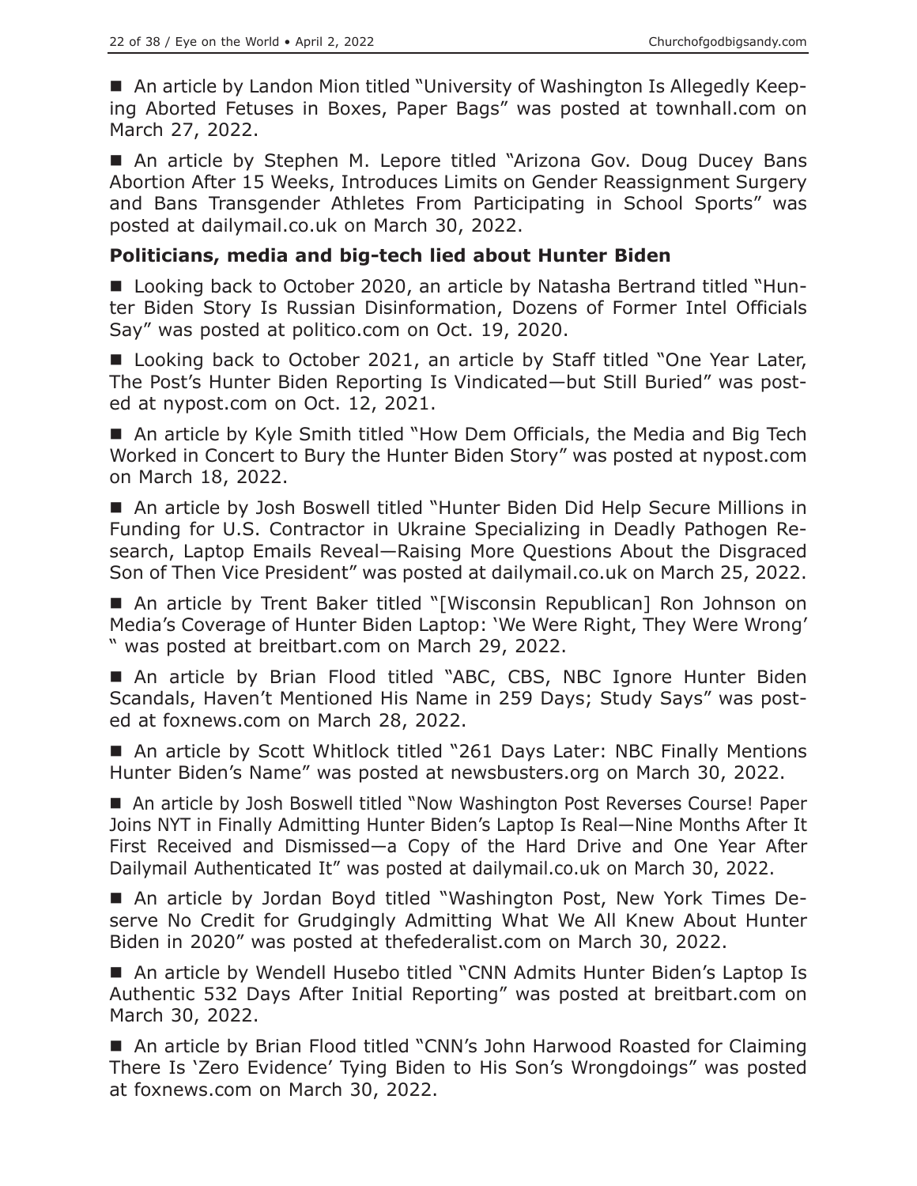■ An article by Landon Mion titled "University of Washington Is Allegedly Keeping Aborted Fetuses in Boxes, Paper Bags" was posted at townhall.com on March 27, 2022.

■ An article by Stephen M. Lepore titled "Arizona Gov. Doug Ducey Bans Abortion After 15 Weeks, Introduces Limits on Gender Reassignment Surgery and Bans Transgender Athletes From Participating in School Sports" was posted at dailymail.co.uk on March 30, 2022.

**Politicians, media and big-tech lied about Hunter Biden**

■ Looking back to October 2020, an article by Natasha Bertrand titled "Hunter Biden Story Is Russian Disinformation, Dozens of Former Intel Officials Say" was posted at politico.com on Oct. 19, 2020.

■ Looking back to October 2021, an article by Staff titled "One Year Later, The Post's Hunter Biden Reporting Is Vindicated—but Still Buried" was posted at nypost.com on Oct. 12, 2021.

■ An article by Kyle Smith titled "How Dem Officials, the Media and Big Tech Worked in Concert to Bury the Hunter Biden Story" was posted at nypost.com on March 18, 2022.

■ An article by Josh Boswell titled "Hunter Biden Did Help Secure Millions in Funding for U.S. Contractor in Ukraine Specializing in Deadly Pathogen Research, Laptop Emails Reveal—Raising More Questions About the Disgraced Son of Then Vice President" was posted at dailymail.co.uk on March 25, 2022.

■ An article by Trent Baker titled "[Wisconsin Republican] Ron Johnson on Media's Coverage of Hunter Biden Laptop: 'We Were Right, They Were Wrong' " was posted at breitbart.com on March 29, 2022.

■ An article by Brian Flood titled "ABC, CBS, NBC Ignore Hunter Biden Scandals, Haven't Mentioned His Name in 259 Days; Study Says" was posted at foxnews.com on March 28, 2022.

■ An article by Scott Whitlock titled "261 Days Later: NBC Finally Mentions Hunter Biden's Name" was posted at newsbusters.org on March 30, 2022.

■ An article by Josh Boswell titled "Now Washington Post Reverses Course! Paper Joins NYT in Finally Admitting Hunter Biden's Laptop Is Real—Nine Months After It First Received and Dismissed—a Copy of the Hard Drive and One Year After Dailymail Authenticated It" was posted at dailymail.co.uk on March 30, 2022.

■ An article by Jordan Boyd titled "Washington Post, New York Times Deserve No Credit for Grudgingly Admitting What We All Knew About Hunter Biden in 2020" was posted at thefederalist.com on March 30, 2022.

■ An article by Wendell Husebo titled "CNN Admits Hunter Biden's Laptop Is Authentic 532 Days After Initial Reporting" was posted at breitbart.com on March 30, 2022.

■ An article by Brian Flood titled "CNN's John Harwood Roasted for Claiming There Is 'Zero Evidence' Tying Biden to His Son's Wrongdoings" was posted at foxnews.com on March 30, 2022.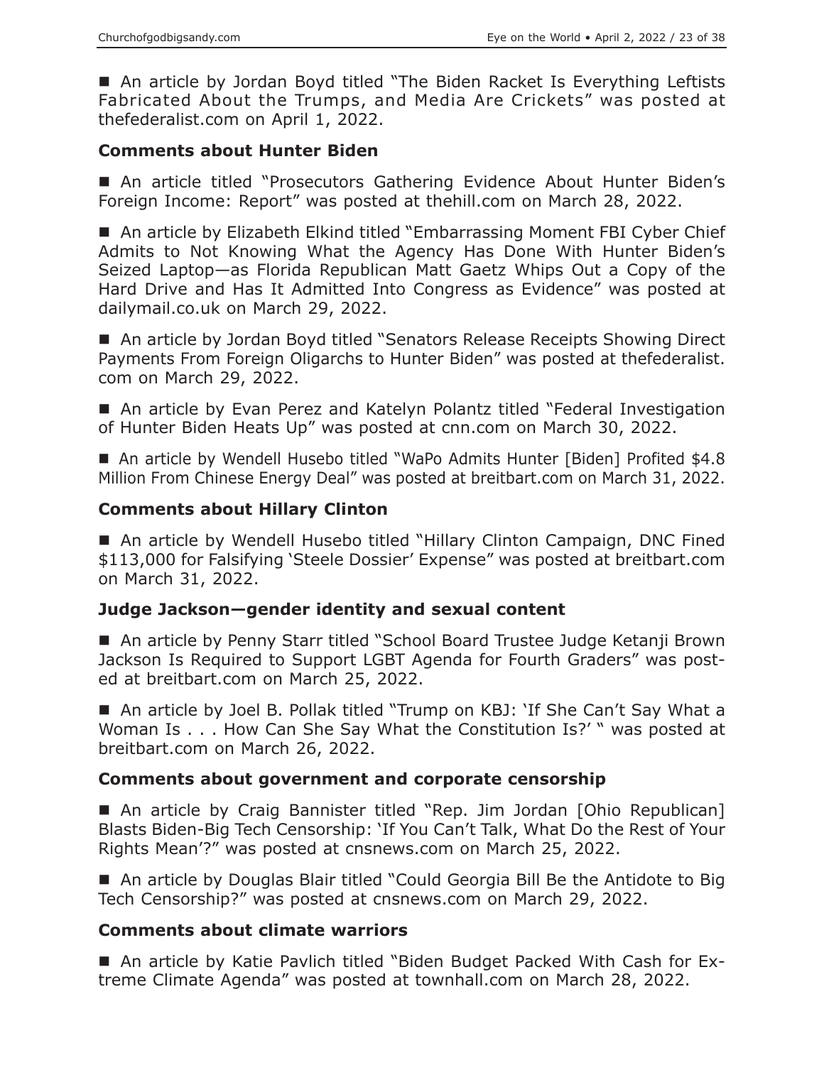■ An article by Jordan Boyd titled "The Biden Racket Is Everything Leftists Fabricated About the Trumps, and Media Are Crickets" was posted at thefederalist.com on April 1, 2022.

### Comments about Hunter Biden

■ An article titled "Prosecutors Gathering Evidence About Hunter Biden's Foreign Income: Report" was posted at thehill.com on March 28, 2022.

■ An article by Elizabeth Elkind titled "Embarrassing Moment FBI Cyber Chief Admits to Not Knowing What the Agency Has Done With Hunter Biden's Seized Laptop—as Florida Republican Matt Gaetz Whips Out a Copy of the Hard Drive and Has It Admitted Into Congress as Evidence" was posted at dailymail.co.uk on March 29, 2022.

■ An article by Jordan Boyd titled "Senators Release Receipts Showing Direct Payments From Foreign Oligarchs to Hunter Biden" was posted at thefederalist.com on March 29, 2022.

■ An article by Evan Perez and Katelyn Polantz titled "Federal Investigation of Hunter Biden Heats Up" was posted at cnn.com on March 30, 2022.

■ An article by Wendell Husebo titled "WaPo Admits Hunter [Biden] Profited $4.8 Million From Chinese Energy Deal" was posted at breitbart.com on March 31, 2022.

### Comments about Hillary Clinton

■ An article by Wendell Husebo titled "Hillary Clinton Campaign, DNC Fined $113,000 for Falsifying 'Steele Dossier' Expense" was posted at breitbart.com on March 31, 2022.

### Judge Jackson—gender identity and sexual content

■ An article by Penny Starr titled "School Board Trustee Judge Ketanji Brown Jackson Is Required to Support LGBT Agenda for Fourth Graders" was posted at breitbart.com on March 25, 2022.

■ An article by Joel B. Pollak titled "Trump on KBJ: 'If She Can't Say What a Woman Is . . . How Can She Say What the Constitution Is?' " was posted at breitbart.com on March 26, 2022.

### Comments about government and corporate censorship

■ An article by Craig Bannister titled "Rep. Jim Jordan [Ohio Republican] Blasts Biden-Big Tech Censorship: 'If You Can't Talk, What Do the Rest of Your Rights Mean'?" was posted at cnsnews.com on March 25, 2022.

■ An article by Douglas Blair titled "Could Georgia Bill Be the Antidote to Big Tech Censorship?" was posted at cnsnews.com on March 29, 2022.

### Comments about climate warriors

■ An article by Katie Pavlich titled "Biden Budget Packed With Cash for Extreme Climate Agenda" was posted at townhall.com on March 28, 2022.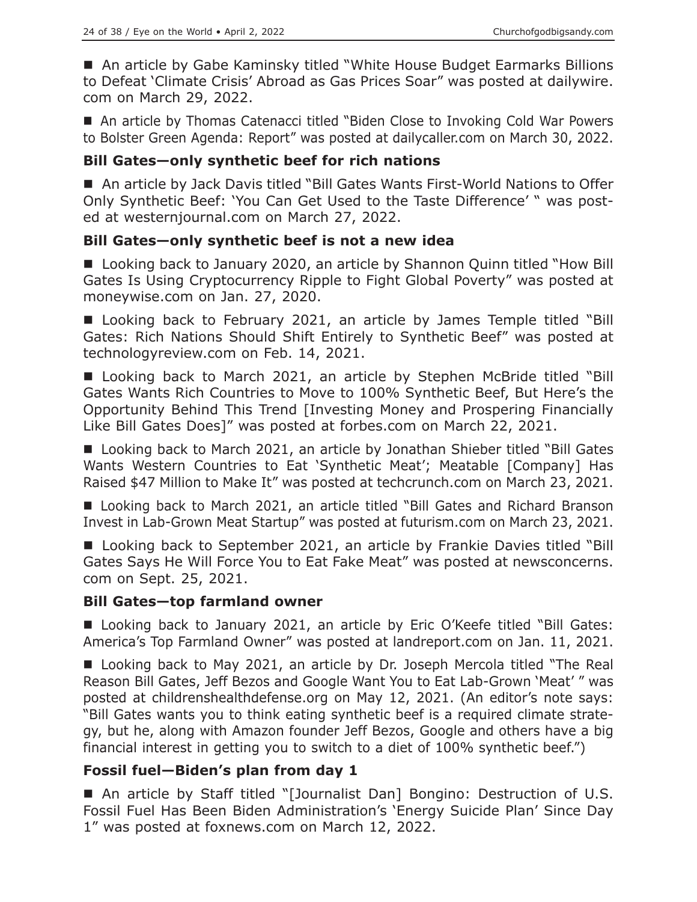■ An article by Gabe Kaminsky titled "White House Budget Earmarks Billions to Defeat 'Climate Crisis' Abroad as Gas Prices Soar" was posted at dailywire.com on March 29, 2022.

■ An article by Thomas Catenacci titled "Biden Close to Invoking Cold War Powers to Bolster Green Agenda: Report" was posted at dailycaller.com on March 30, 2022.

### Bill Gates—only synthetic beef for rich nations

■ An article by Jack Davis titled "Bill Gates Wants First-World Nations to Offer Only Synthetic Beef: 'You Can Get Used to the Taste Difference' " was posted at westernjournal.com on March 27, 2022.

### Bill Gates—only synthetic beef is not a new idea

■ Looking back to January 2020, an article by Shannon Quinn titled "How Bill Gates Is Using Cryptocurrency Ripple to Fight Global Poverty" was posted at moneywise.com on Jan. 27, 2020.

■ Looking back to February 2021, an article by James Temple titled "Bill Gates: Rich Nations Should Shift Entirely to Synthetic Beef" was posted at technologyreview.com on Feb. 14, 2021.

■ Looking back to March 2021, an article by Stephen McBride titled "Bill Gates Wants Rich Countries to Move to 100% Synthetic Beef, But Here's the Opportunity Behind This Trend [Investing Money and Prospering Financially Like Bill Gates Does]" was posted at forbes.com on March 22, 2021.

■ Looking back to March 2021, an article by Jonathan Shieber titled "Bill Gates Wants Western Countries to Eat 'Synthetic Meat'; Meatable [Company] Has Raised $47 Million to Make It" was posted at techcrunch.com on March 23, 2021.

■ Looking back to March 2021, an article titled "Bill Gates and Richard Branson Invest in Lab-Grown Meat Startup" was posted at futurism.com on March 23, 2021.

■ Looking back to September 2021, an article by Frankie Davies titled "Bill Gates Says He Will Force You to Eat Fake Meat" was posted at newsconcerns.com on Sept. 25, 2021.

### Bill Gates—top farmland owner

■ Looking back to January 2021, an article by Eric O'Keefe titled "Bill Gates: America's Top Farmland Owner" was posted at landreport.com on Jan. 11, 2021.

■ Looking back to May 2021, an article by Dr. Joseph Mercola titled "The Real Reason Bill Gates, Jeff Bezos and Google Want You to Eat Lab-Grown 'Meat' " was posted at childrenshealthdefense.org on May 12, 2021. (An editor's note says: "Bill Gates wants you to think eating synthetic beef is a required climate strategy, but he, along with Amazon founder Jeff Bezos, Google and others have a big financial interest in getting you to switch to a diet of 100% synthetic beef.")

### Fossil fuel—Biden's plan from day 1

■ An article by Staff titled "[Journalist Dan] Bongino: Destruction of U.S. Fossil Fuel Has Been Biden Administration's 'Energy Suicide Plan' Since Day 1" was posted at foxnews.com on March 12, 2022.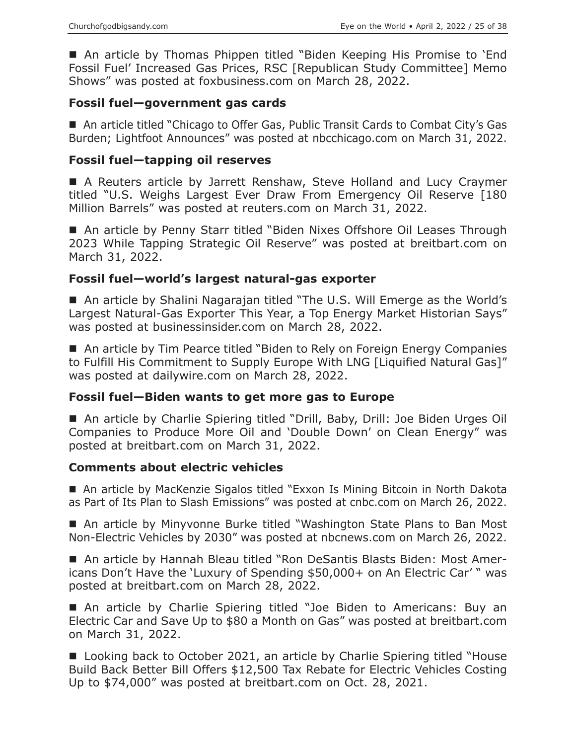■ An article by Thomas Phippen titled "Biden Keeping His Promise to 'End Fossil Fuel' Increased Gas Prices, RSC [Republican Study Committee] Memo Shows" was posted at foxbusiness.com on March 28, 2022.

### Fossil fuel—government gas cards

■ An article titled "Chicago to Offer Gas, Public Transit Cards to Combat City's Gas Burden; Lightfoot Announces" was posted at nbcchicago.com on March 31, 2022.

### Fossil fuel—tapping oil reserves

■ A Reuters article by Jarrett Renshaw, Steve Holland and Lucy Craymer titled "U.S. Weighs Largest Ever Draw From Emergency Oil Reserve [180 Million Barrels" was posted at reuters.com on March 31, 2022.

■ An article by Penny Starr titled "Biden Nixes Offshore Oil Leases Through 2023 While Tapping Strategic Oil Reserve" was posted at breitbart.com on March 31, 2022.

### Fossil fuel—world's largest natural-gas exporter

■ An article by Shalini Nagarajan titled "The U.S. Will Emerge as the World's Largest Natural-Gas Exporter This Year, a Top Energy Market Historian Says" was posted at businessinsider.com on March 28, 2022.

■ An article by Tim Pearce titled "Biden to Rely on Foreign Energy Companies to Fulfill His Commitment to Supply Europe With LNG [Liquified Natural Gas]" was posted at dailywire.com on March 28, 2022.

### Fossil fuel—Biden wants to get more gas to Europe

■ An article by Charlie Spiering titled "Drill, Baby, Drill: Joe Biden Urges Oil Companies to Produce More Oil and 'Double Down' on Clean Energy" was posted at breitbart.com on March 31, 2022.

### Comments about electric vehicles

■ An article by MacKenzie Sigalos titled "Exxon Is Mining Bitcoin in North Dakota as Part of Its Plan to Slash Emissions" was posted at cnbc.com on March 26, 2022.

■ An article by Minyvonne Burke titled "Washington State Plans to Ban Most Non-Electric Vehicles by 2030" was posted at nbcnews.com on March 26, 2022.

■ An article by Hannah Bleau titled "Ron DeSantis Blasts Biden: Most Americans Don't Have the 'Luxury of Spending $50,000+ on An Electric Car' " was posted at breitbart.com on March 28, 2022.

■ An article by Charlie Spiering titled "Joe Biden to Americans: Buy an Electric Car and Save Up to $80 a Month on Gas" was posted at breitbart.com on March 31, 2022.

■ Looking back to October 2021, an article by Charlie Spiering titled "House Build Back Better Bill Offers $12,500 Tax Rebate for Electric Vehicles Costing Up to $74,000" was posted at breitbart.com on Oct. 28, 2021.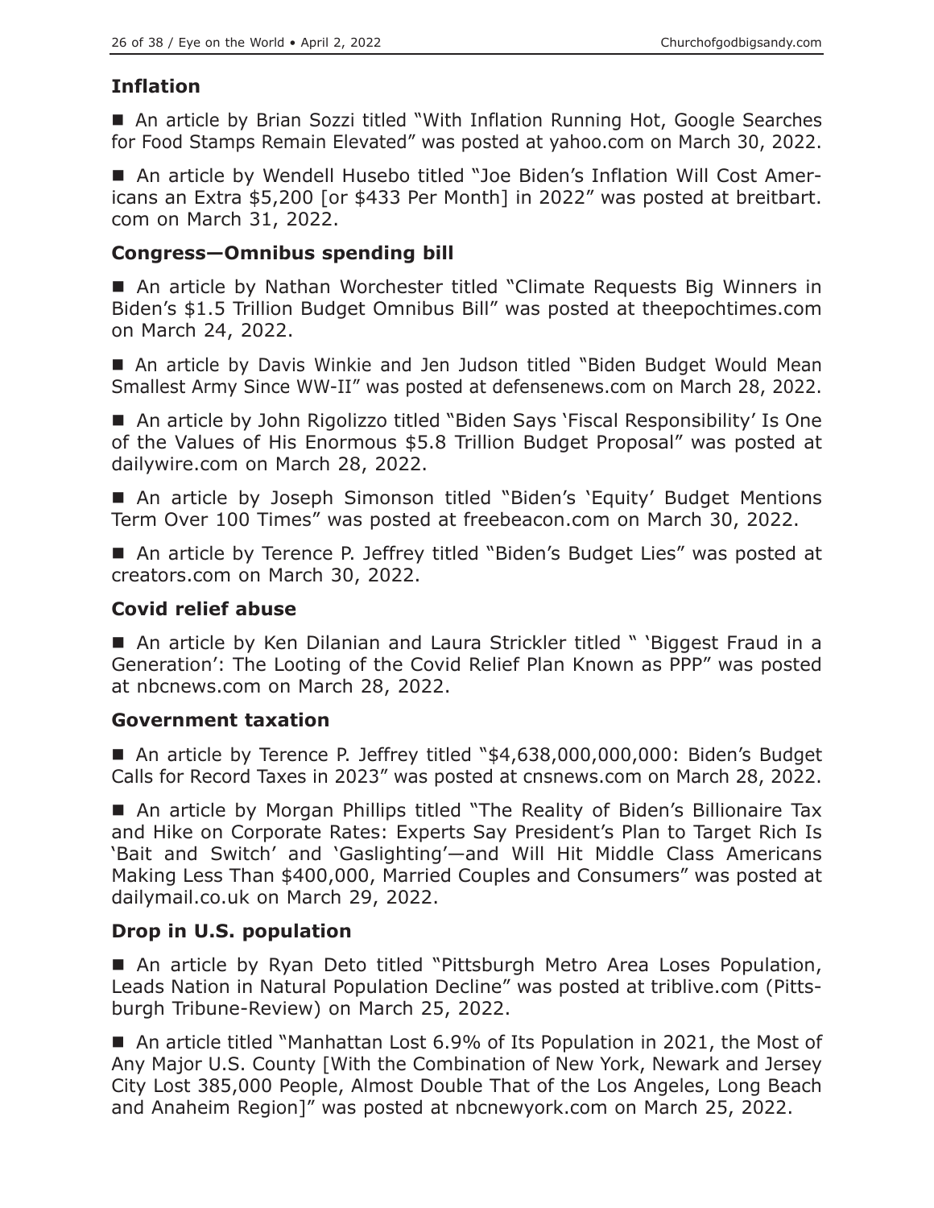## Inflation

■ An article by Brian Sozzi titled "With Inflation Running Hot, Google Searches for Food Stamps Remain Elevated" was posted at yahoo.com on March 30, 2022.

■ An article by Wendell Husebo titled "Joe Biden's Inflation Will Cost Americans an Extra $5,200 [or $433 Per Month] in 2022" was posted at breitbart.com on March 31, 2022.

## Congress—Omnibus spending bill

■ An article by Nathan Worchester titled "Climate Requests Big Winners in Biden's $1.5 Trillion Budget Omnibus Bill" was posted at theepochtimes.com on March 24, 2022.

■ An article by Davis Winkie and Jen Judson titled "Biden Budget Would Mean Smallest Army Since WW-II" was posted at defensenews.com on March 28, 2022.

■ An article by John Rigolizzo titled "Biden Says 'Fiscal Responsibility' Is One of the Values of His Enormous $5.8 Trillion Budget Proposal" was posted at dailywire.com on March 28, 2022.

■ An article by Joseph Simonson titled "Biden's 'Equity' Budget Mentions Term Over 100 Times" was posted at freebeacon.com on March 30, 2022.

■ An article by Terence P. Jeffrey titled "Biden's Budget Lies" was posted at creators.com on March 30, 2022.

## Covid relief abuse

■ An article by Ken Dilanian and Laura Strickler titled " 'Biggest Fraud in a Generation': The Looting of the Covid Relief Plan Known as PPP" was posted at nbcnews.com on March 28, 2022.

## Government taxation

■ An article by Terence P. Jeffrey titled "$4,638,000,000,000: Biden's Budget Calls for Record Taxes in 2023" was posted at cnsnews.com on March 28, 2022.

■ An article by Morgan Phillips titled "The Reality of Biden's Billionaire Tax and Hike on Corporate Rates: Experts Say President's Plan to Target Rich Is 'Bait and Switch' and 'Gaslighting'—and Will Hit Middle Class Americans Making Less Than $400,000, Married Couples and Consumers" was posted at dailymail.co.uk on March 29, 2022.

## Drop in U.S. population

■ An article by Ryan Deto titled "Pittsburgh Metro Area Loses Population, Leads Nation in Natural Population Decline" was posted at triblive.com (Pittsburgh Tribune-Review) on March 25, 2022.

■ An article titled "Manhattan Lost 6.9% of Its Population in 2021, the Most of Any Major U.S. County [With the Combination of New York, Newark and Jersey City Lost 385,000 People, Almost Double That of the Los Angeles, Long Beach and Anaheim Region]" was posted at nbcnewyork.com on March 25, 2022.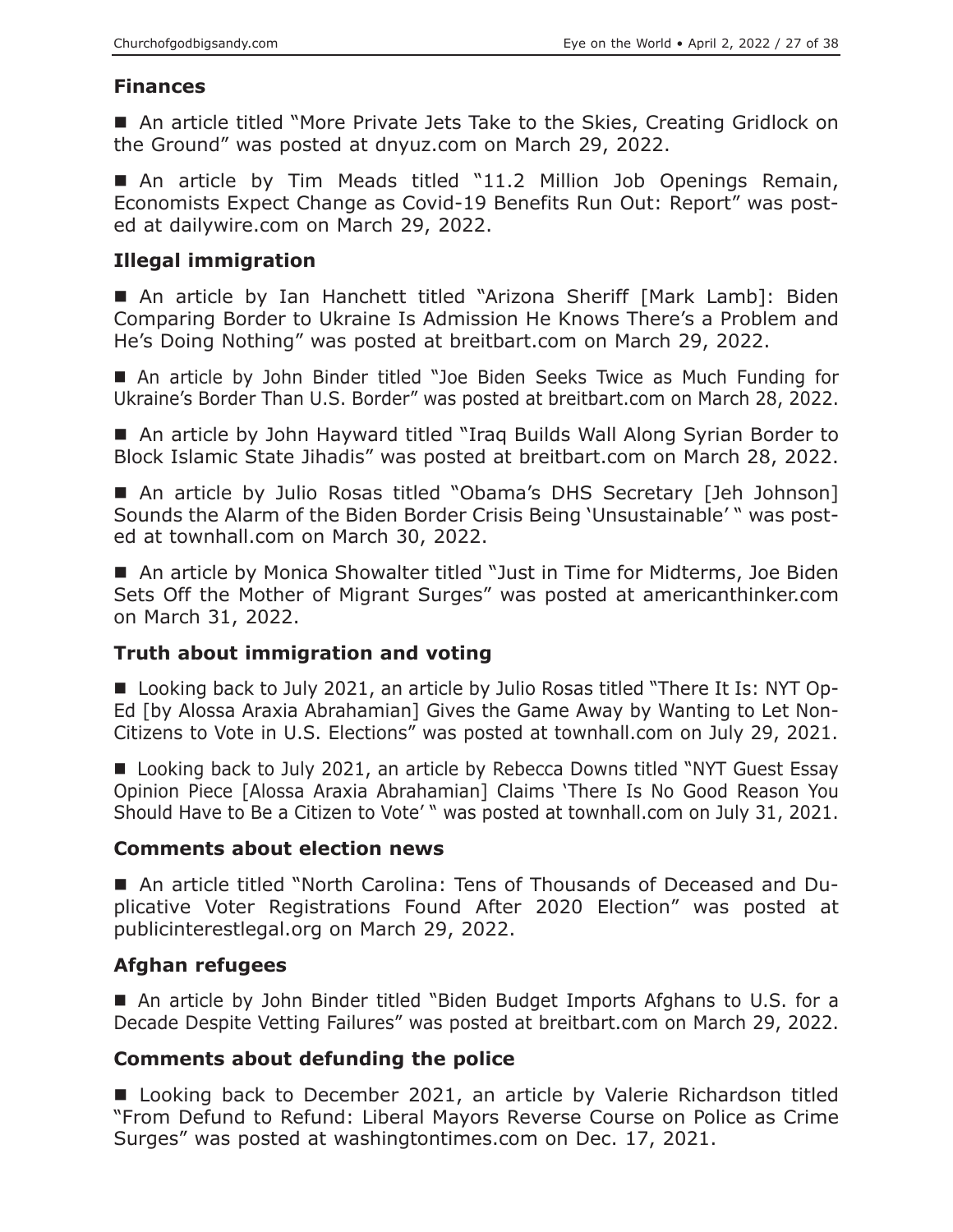### Finances

■ An article titled "More Private Jets Take to the Skies, Creating Gridlock on the Ground" was posted at dnyuz.com on March 29, 2022.

■ An article by Tim Meads titled "11.2 Million Job Openings Remain, Economists Expect Change as Covid-19 Benefits Run Out: Report" was posted at dailywire.com on March 29, 2022.

### Illegal immigration

■ An article by Ian Hanchett titled "Arizona Sheriff [Mark Lamb]: Biden Comparing Border to Ukraine Is Admission He Knows There's a Problem and He's Doing Nothing" was posted at breitbart.com on March 29, 2022.

■ An article by John Binder titled "Joe Biden Seeks Twice as Much Funding for Ukraine's Border Than U.S. Border" was posted at breitbart.com on March 28, 2022.

■ An article by John Hayward titled "Iraq Builds Wall Along Syrian Border to Block Islamic State Jihadis" was posted at breitbart.com on March 28, 2022.

■ An article by Julio Rosas titled "Obama's DHS Secretary [Jeh Johnson] Sounds the Alarm of the Biden Border Crisis Being 'Unsustainable' " was posted at townhall.com on March 30, 2022.

■ An article by Monica Showalter titled "Just in Time for Midterms, Joe Biden Sets Off the Mother of Migrant Surges" was posted at americanthinker.com on March 31, 2022.

### Truth about immigration and voting

■ Looking back to July 2021, an article by Julio Rosas titled "There It Is: NYT Op-Ed [by Alossa Araxia Abrahamian] Gives the Game Away by Wanting to Let Non-Citizens to Vote in U.S. Elections" was posted at townhall.com on July 29, 2021.

■ Looking back to July 2021, an article by Rebecca Downs titled "NYT Guest Essay Opinion Piece [Alossa Araxia Abrahamian] Claims 'There Is No Good Reason You Should Have to Be a Citizen to Vote' " was posted at townhall.com on July 31, 2021.

### Comments about election news

■ An article titled "North Carolina: Tens of Thousands of Deceased and Duplicative Voter Registrations Found After 2020 Election" was posted at publicinterestlegal.org on March 29, 2022.

### Afghan refugees

■ An article by John Binder titled "Biden Budget Imports Afghans to U.S. for a Decade Despite Vetting Failures" was posted at breitbart.com on March 29, 2022.

### Comments about defunding the police

■ Looking back to December 2021, an article by Valerie Richardson titled "From Defund to Refund: Liberal Mayors Reverse Course on Police as Crime Surges" was posted at washingtontimes.com on Dec. 17, 2021.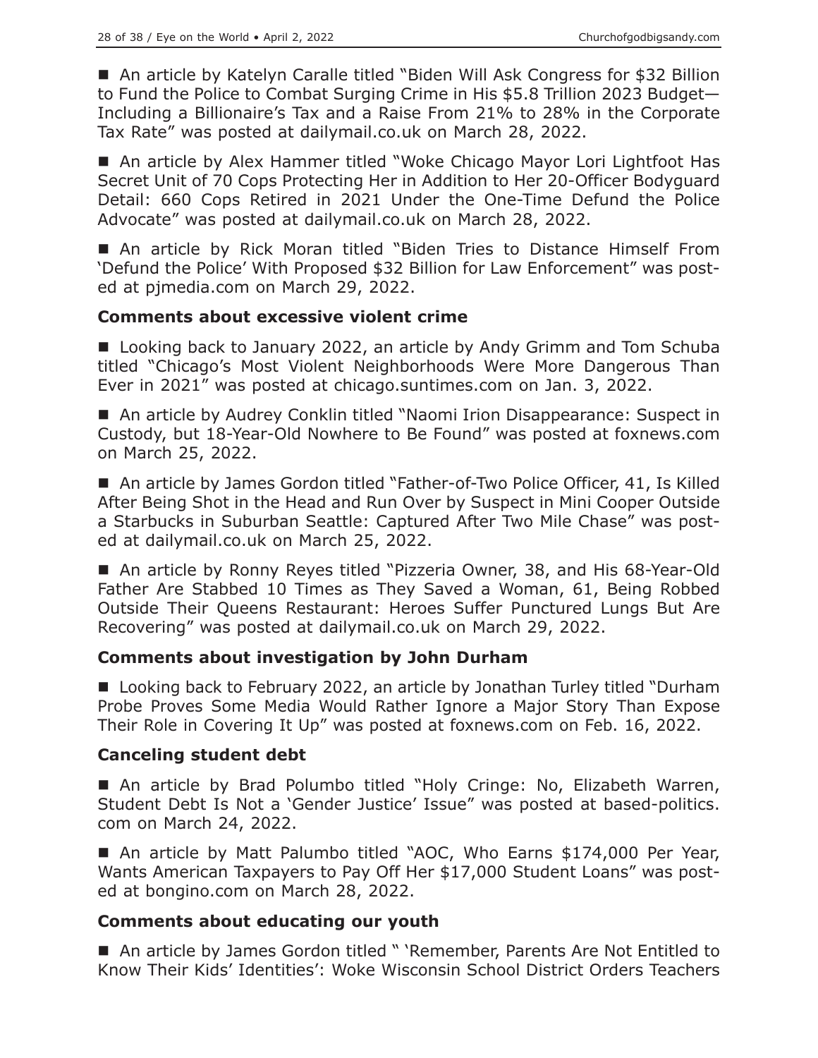■ An article by Katelyn Caralle titled "Biden Will Ask Congress for $32 Billion to Fund the Police to Combat Surging Crime in His $5.8 Trillion 2023 Budget—Including a Billionaire's Tax and a Raise From 21% to 28% in the Corporate Tax Rate" was posted at dailymail.co.uk on March 28, 2022.

■ An article by Alex Hammer titled "Woke Chicago Mayor Lori Lightfoot Has Secret Unit of 70 Cops Protecting Her in Addition to Her 20-Officer Bodyguard Detail: 660 Cops Retired in 2021 Under the One-Time Defund the Police Advocate" was posted at dailymail.co.uk on March 28, 2022.

■ An article by Rick Moran titled "Biden Tries to Distance Himself From 'Defund the Police' With Proposed $32 Billion for Law Enforcement" was posted at pjmedia.com on March 29, 2022.

### Comments about excessive violent crime

■ Looking back to January 2022, an article by Andy Grimm and Tom Schuba titled "Chicago's Most Violent Neighborhoods Were More Dangerous Than Ever in 2021" was posted at chicago.suntimes.com on Jan. 3, 2022.

■ An article by Audrey Conklin titled "Naomi Irion Disappearance: Suspect in Custody, but 18-Year-Old Nowhere to Be Found" was posted at foxnews.com on March 25, 2022.

■ An article by James Gordon titled "Father-of-Two Police Officer, 41, Is Killed After Being Shot in the Head and Run Over by Suspect in Mini Cooper Outside a Starbucks in Suburban Seattle: Captured After Two Mile Chase" was posted at dailymail.co.uk on March 25, 2022.

■ An article by Ronny Reyes titled "Pizzeria Owner, 38, and His 68-Year-Old Father Are Stabbed 10 Times as They Saved a Woman, 61, Being Robbed Outside Their Queens Restaurant: Heroes Suffer Punctured Lungs But Are Recovering" was posted at dailymail.co.uk on March 29, 2022.

### Comments about investigation by John Durham

■ Looking back to February 2022, an article by Jonathan Turley titled "Durham Probe Proves Some Media Would Rather Ignore a Major Story Than Expose Their Role in Covering It Up" was posted at foxnews.com on Feb. 16, 2022.

### Canceling student debt

■ An article by Brad Polumbo titled "Holy Cringe: No, Elizabeth Warren, Student Debt Is Not a 'Gender Justice' Issue" was posted at based-politics.com on March 24, 2022.

■ An article by Matt Palumbo titled "AOC, Who Earns $174,000 Per Year, Wants American Taxpayers to Pay Off Her $17,000 Student Loans" was posted at bongino.com on March 28, 2022.

### Comments about educating our youth

■ An article by James Gordon titled " 'Remember, Parents Are Not Entitled to Know Their Kids' Identities': Woke Wisconsin School District Orders Teachers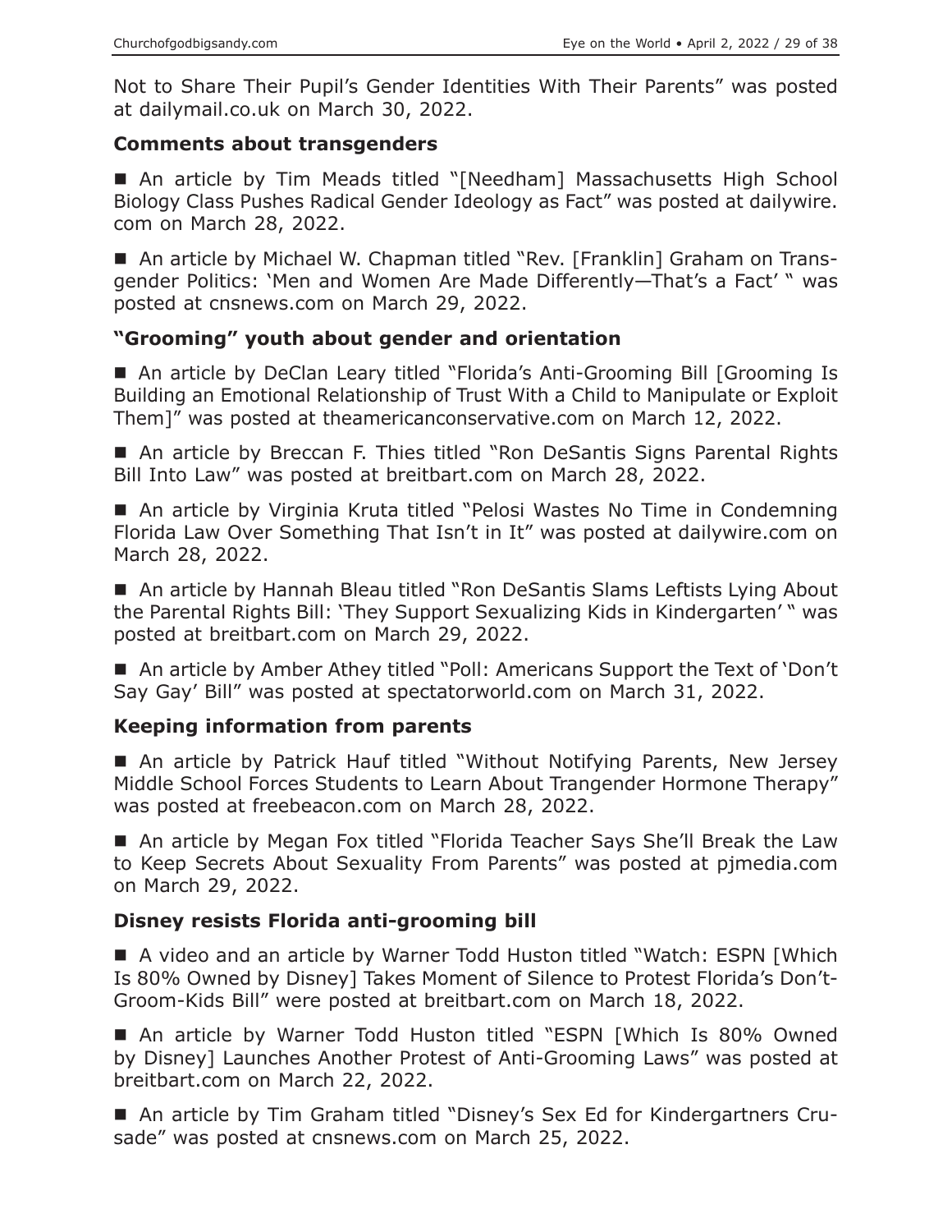Not to Share Their Pupil's Gender Identities With Their Parents" was posted at dailymail.co.uk on March 30, 2022.

### Comments about transgenders

■ An article by Tim Meads titled "[Needham] Massachusetts High School Biology Class Pushes Radical Gender Ideology as Fact" was posted at dailywire.com on March 28, 2022.

■ An article by Michael W. Chapman titled "Rev. [Franklin] Graham on Transgender Politics: 'Men and Women Are Made Differently—That's a Fact' " was posted at cnsnews.com on March 29, 2022.

### "Grooming" youth about gender and orientation

■ An article by DeClan Leary titled "Florida's Anti-Grooming Bill [Grooming Is Building an Emotional Relationship of Trust With a Child to Manipulate or Exploit Them]" was posted at theamericanconservative.com on March 12, 2022.

■ An article by Breccan F. Thies titled "Ron DeSantis Signs Parental Rights Bill Into Law" was posted at breitbart.com on March 28, 2022.

■ An article by Virginia Kruta titled "Pelosi Wastes No Time in Condemning Florida Law Over Something That Isn't in It" was posted at dailywire.com on March 28, 2022.

■ An article by Hannah Bleau titled "Ron DeSantis Slams Leftists Lying About the Parental Rights Bill: 'They Support Sexualizing Kids in Kindergarten' " was posted at breitbart.com on March 29, 2022.

■ An article by Amber Athey titled "Poll: Americans Support the Text of 'Don't Say Gay' Bill" was posted at spectatorworld.com on March 31, 2022.

### Keeping information from parents

■ An article by Patrick Hauf titled "Without Notifying Parents, New Jersey Middle School Forces Students to Learn About Trangender Hormone Therapy" was posted at freebeacon.com on March 28, 2022.

■ An article by Megan Fox titled "Florida Teacher Says She'll Break the Law to Keep Secrets About Sexuality From Parents" was posted at pjmedia.com on March 29, 2022.

### Disney resists Florida anti-grooming bill

■ A video and an article by Warner Todd Huston titled "Watch: ESPN [Which Is 80% Owned by Disney] Takes Moment of Silence to Protest Florida's Don't-Groom-Kids Bill" were posted at breitbart.com on March 18, 2022.

■ An article by Warner Todd Huston titled "ESPN [Which Is 80% Owned by Disney] Launches Another Protest of Anti-Grooming Laws" was posted at breitbart.com on March 22, 2022.

■ An article by Tim Graham titled "Disney's Sex Ed for Kindergartners Crusade" was posted at cnsnews.com on March 25, 2022.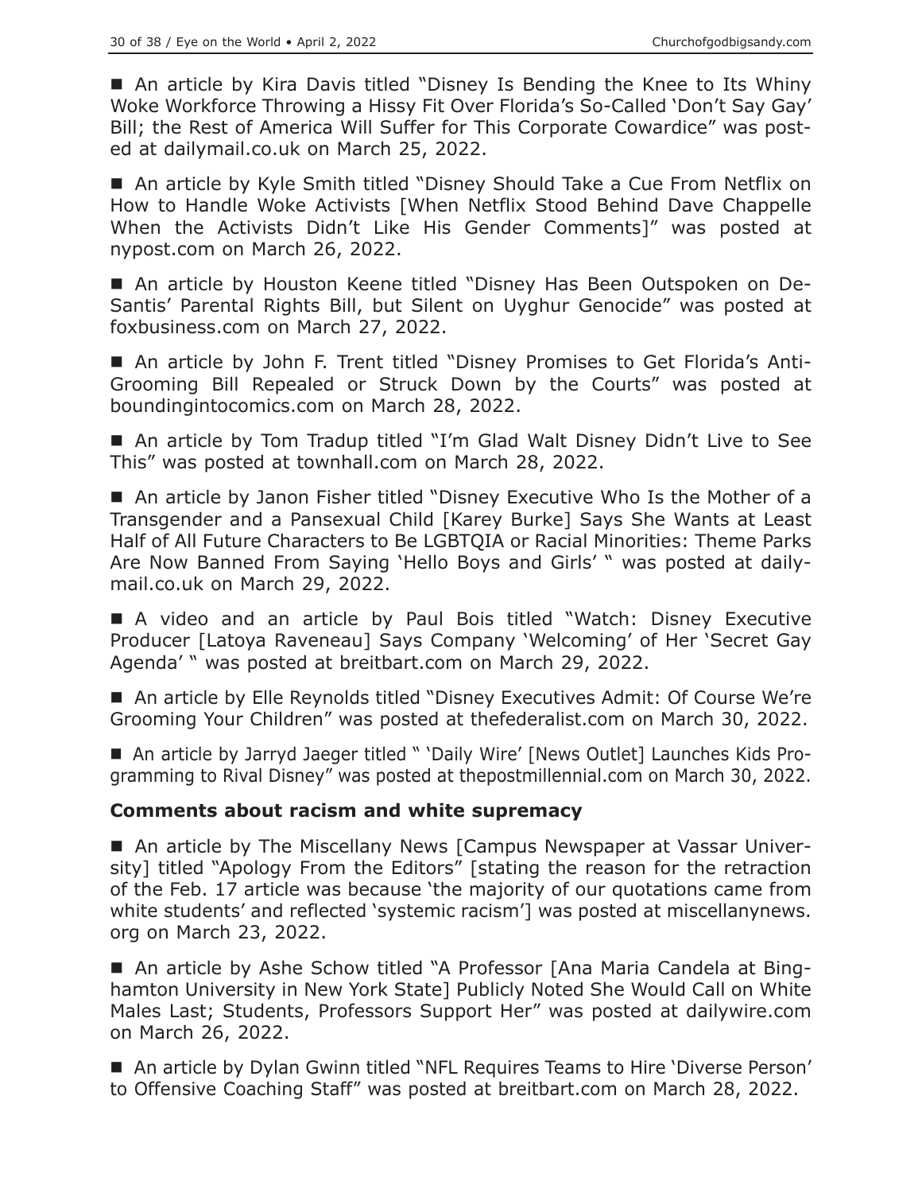■ An article by Kira Davis titled "Disney Is Bending the Knee to Its Whiny Woke Workforce Throwing a Hissy Fit Over Florida's So-Called 'Don't Say Gay' Bill; the Rest of America Will Suffer for This Corporate Cowardice" was posted at dailymail.co.uk on March 25, 2022.

■ An article by Kyle Smith titled "Disney Should Take a Cue From Netflix on How to Handle Woke Activists [When Netflix Stood Behind Dave Chappelle When the Activists Didn't Like His Gender Comments]" was posted at nypost.com on March 26, 2022.

■ An article by Houston Keene titled "Disney Has Been Outspoken on DeSantis' Parental Rights Bill, but Silent on Uyghur Genocide" was posted at foxbusiness.com on March 27, 2022.

■ An article by John F. Trent titled "Disney Promises to Get Florida's Anti-Grooming Bill Repealed or Struck Down by the Courts" was posted at boundingintocomics.com on March 28, 2022.

■ An article by Tom Tradup titled "I'm Glad Walt Disney Didn't Live to See This" was posted at townhall.com on March 28, 2022.

■ An article by Janon Fisher titled "Disney Executive Who Is the Mother of a Transgender and a Pansexual Child [Karey Burke] Says She Wants at Least Half of All Future Characters to Be LGBTQIA or Racial Minorities: Theme Parks Are Now Banned From Saying 'Hello Boys and Girls' " was posted at dailymail.co.uk on March 29, 2022.

■ A video and an article by Paul Bois titled "Watch: Disney Executive Producer [Latoya Raveneau] Says Company 'Welcoming' of Her 'Secret Gay Agenda' " was posted at breitbart.com on March 29, 2022.

■ An article by Elle Reynolds titled "Disney Executives Admit: Of Course We're Grooming Your Children" was posted at thefederalist.com on March 30, 2022.

■ An article by Jarryd Jaeger titled " 'Daily Wire' [News Outlet] Launches Kids Programming to Rival Disney" was posted at thepostmillennial.com on March 30, 2022.

**Comments about racism and white supremacy**

■ An article by The Miscellany News [Campus Newspaper at Vassar University] titled "Apology From the Editors" [stating the reason for the retraction of the Feb. 17 article was because 'the majority of our quotations came from white students' and reflected 'systemic racism'] was posted at miscellanynews.org on March 23, 2022.

■ An article by Ashe Schow titled "A Professor [Ana Maria Candela at Binghamton University in New York State] Publicly Noted She Would Call on White Males Last; Students, Professors Support Her" was posted at dailywire.com on March 26, 2022.

■ An article by Dylan Gwinn titled "NFL Requires Teams to Hire 'Diverse Person' to Offensive Coaching Staff" was posted at breitbart.com on March 28, 2022.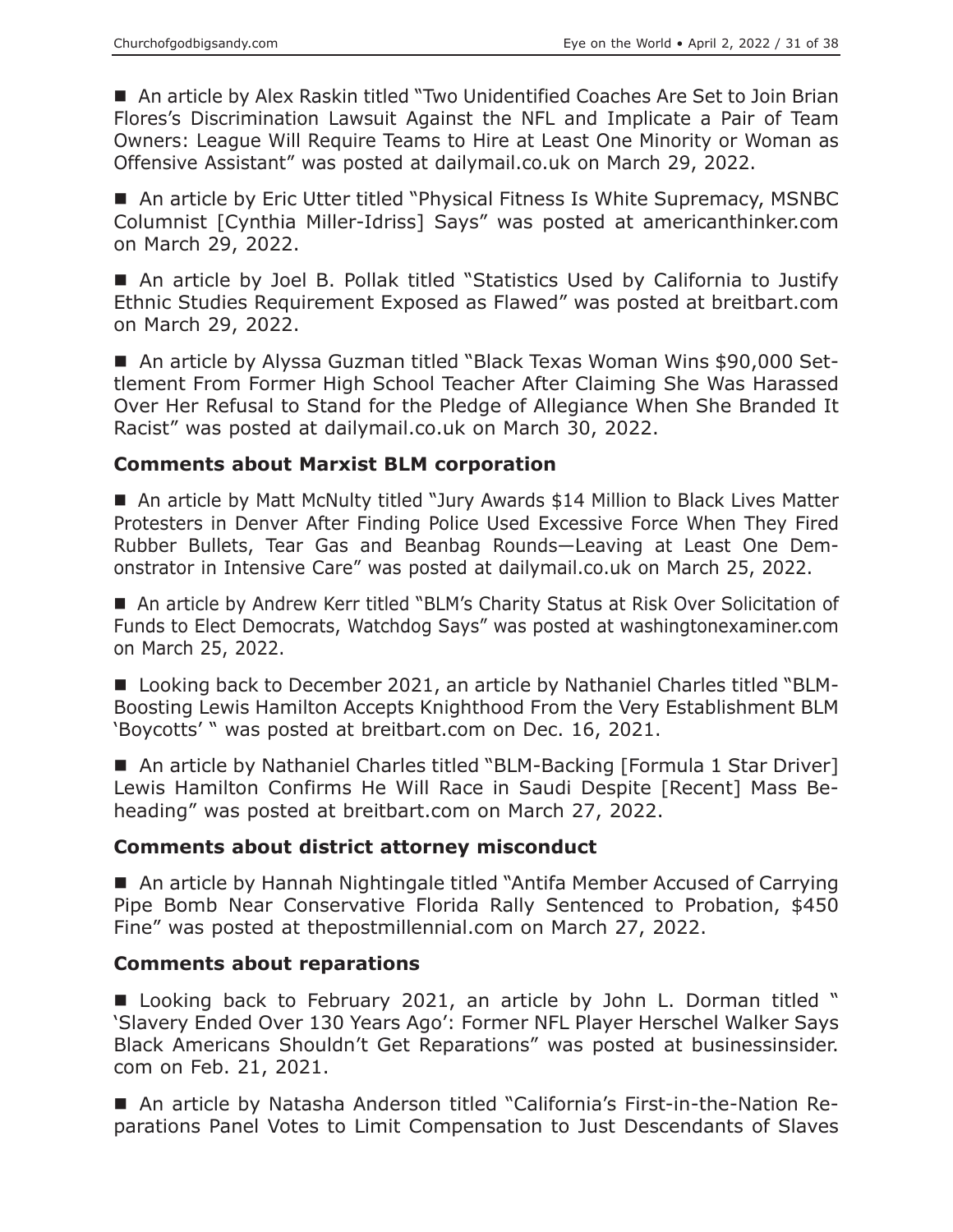■ An article by Alex Raskin titled "Two Unidentified Coaches Are Set to Join Brian Flores's Discrimination Lawsuit Against the NFL and Implicate a Pair of Team Owners: League Will Require Teams to Hire at Least One Minority or Woman as Offensive Assistant" was posted at dailymail.co.uk on March 29, 2022.

■ An article by Eric Utter titled "Physical Fitness Is White Supremacy, MSNBC Columnist [Cynthia Miller-Idriss] Says" was posted at americanthinker.com on March 29, 2022.

■ An article by Joel B. Pollak titled "Statistics Used by California to Justify Ethnic Studies Requirement Exposed as Flawed" was posted at breitbart.com on March 29, 2022.

■ An article by Alyssa Guzman titled "Black Texas Woman Wins $90,000 Settlement From Former High School Teacher After Claiming She Was Harassed Over Her Refusal to Stand for the Pledge of Allegiance When She Branded It Racist" was posted at dailymail.co.uk on March 30, 2022.

### Comments about Marxist BLM corporation

■ An article by Matt McNulty titled "Jury Awards $14 Million to Black Lives Matter Protesters in Denver After Finding Police Used Excessive Force When They Fired Rubber Bullets, Tear Gas and Beanbag Rounds—Leaving at Least One Demonstrator in Intensive Care" was posted at dailymail.co.uk on March 25, 2022.

■ An article by Andrew Kerr titled "BLM's Charity Status at Risk Over Solicitation of Funds to Elect Democrats, Watchdog Says" was posted at washingtonexaminer.com on March 25, 2022.

■ Looking back to December 2021, an article by Nathaniel Charles titled "BLM-Boosting Lewis Hamilton Accepts Knighthood From the Very Establishment BLM 'Boycotts' " was posted at breitbart.com on Dec. 16, 2021.

■ An article by Nathaniel Charles titled "BLM-Backing [Formula 1 Star Driver] Lewis Hamilton Confirms He Will Race in Saudi Despite [Recent] Mass Beheading" was posted at breitbart.com on March 27, 2022.

### Comments about district attorney misconduct

■ An article by Hannah Nightingale titled "Antifa Member Accused of Carrying Pipe Bomb Near Conservative Florida Rally Sentenced to Probation, $450 Fine" was posted at thepostmillennial.com on March 27, 2022.

### Comments about reparations

■ Looking back to February 2021, an article by John L. Dorman titled " 'Slavery Ended Over 130 Years Ago': Former NFL Player Herschel Walker Says Black Americans Shouldn't Get Reparations" was posted at businessinsider.com on Feb. 21, 2021.

■ An article by Natasha Anderson titled "California's First-in-the-Nation Reparations Panel Votes to Limit Compensation to Just Descendants of Slaves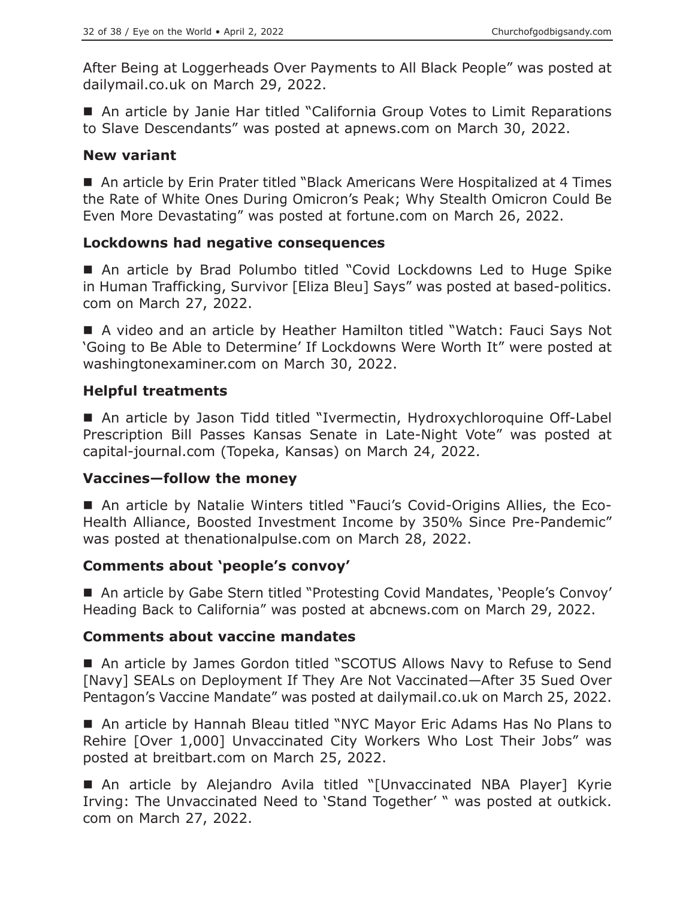After Being at Loggerheads Over Payments to All Black People" was posted at dailymail.co.uk on March 29, 2022.

■ An article by Janie Har titled "California Group Votes to Limit Reparations to Slave Descendants" was posted at apnews.com on March 30, 2022.

### New variant

■ An article by Erin Prater titled "Black Americans Were Hospitalized at 4 Times the Rate of White Ones During Omicron's Peak; Why Stealth Omicron Could Be Even More Devastating" was posted at fortune.com on March 26, 2022.

### Lockdowns had negative consequences

■ An article by Brad Polumbo titled "Covid Lockdowns Led to Huge Spike in Human Trafficking, Survivor [Eliza Bleu] Says" was posted at based-politics.com on March 27, 2022.

■ A video and an article by Heather Hamilton titled "Watch: Fauci Says Not 'Going to Be Able to Determine' If Lockdowns Were Worth It" were posted at washingtonexaminer.com on March 30, 2022.

### Helpful treatments

■ An article by Jason Tidd titled "Ivermectin, Hydroxychloroquine Off-Label Prescription Bill Passes Kansas Senate in Late-Night Vote" was posted at capital-journal.com (Topeka, Kansas) on March 24, 2022.

### Vaccines—follow the money

■ An article by Natalie Winters titled "Fauci's Covid-Origins Allies, the Eco-Health Alliance, Boosted Investment Income by 350% Since Pre-Pandemic" was posted at thenationalpulse.com on March 28, 2022.

### Comments about 'people's convoy'

■ An article by Gabe Stern titled "Protesting Covid Mandates, 'People's Convoy' Heading Back to California" was posted at abcnews.com on March 29, 2022.

### Comments about vaccine mandates

■ An article by James Gordon titled "SCOTUS Allows Navy to Refuse to Send [Navy] SEALs on Deployment If They Are Not Vaccinated—After 35 Sued Over Pentagon's Vaccine Mandate" was posted at dailymail.co.uk on March 25, 2022.

■ An article by Hannah Bleau titled "NYC Mayor Eric Adams Has No Plans to Rehire [Over 1,000] Unvaccinated City Workers Who Lost Their Jobs" was posted at breitbart.com on March 25, 2022.

■ An article by Alejandro Avila titled "[Unvaccinated NBA Player] Kyrie Irving: The Unvaccinated Need to 'Stand Together' " was posted at outkick.com on March 27, 2022.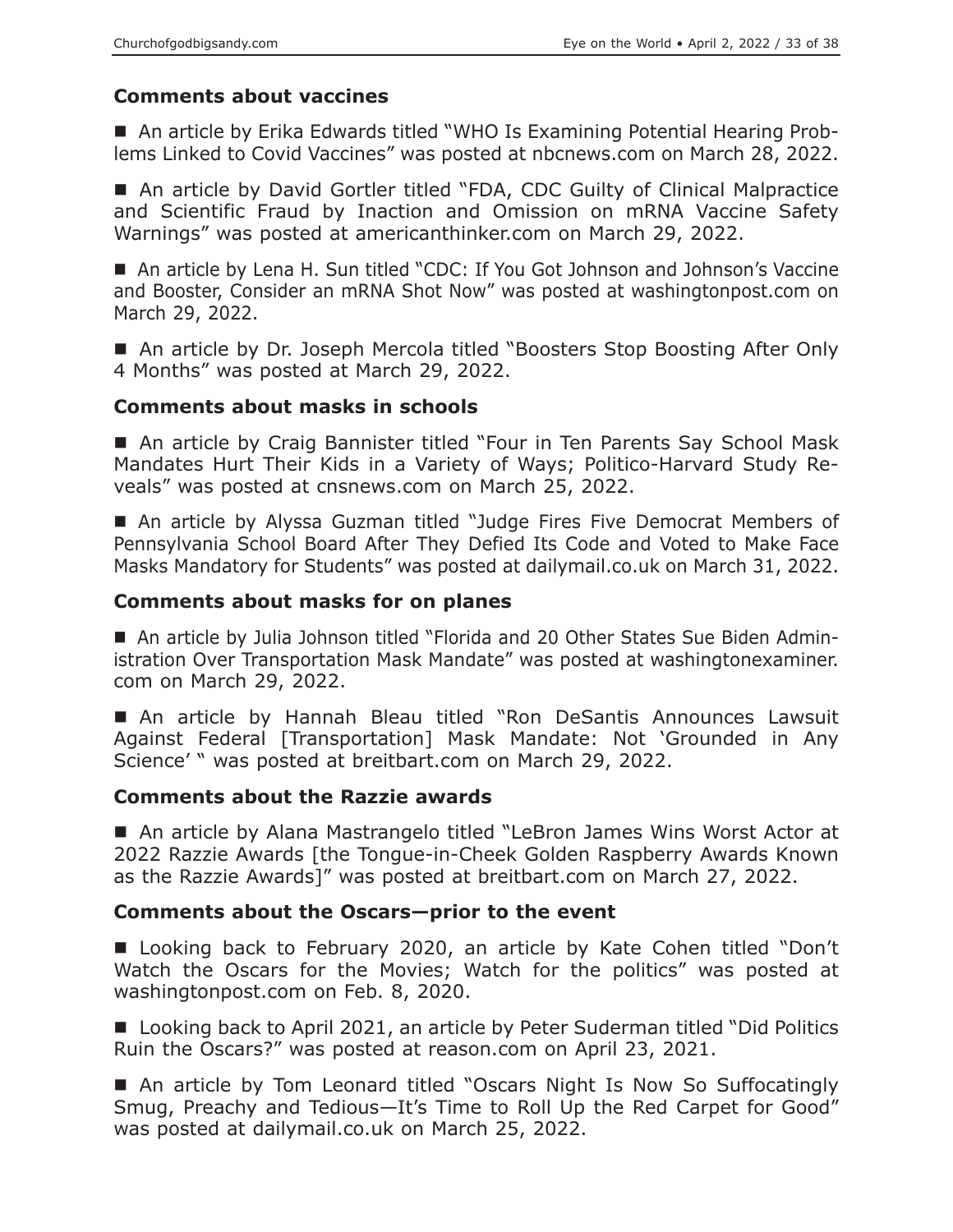### Comments about vaccines

- An article by Erika Edwards titled "WHO Is Examining Potential Hearing Problems Linked to Covid Vaccines" was posted at nbcnews.com on March 28, 2022.

- An article by David Gortler titled "FDA, CDC Guilty of Clinical Malpractice and Scientific Fraud by Inaction and Omission on mRNA Vaccine Safety Warnings" was posted at americanthinker.com on March 29, 2022.

- An article by Lena H. Sun titled "CDC: If You Got Johnson and Johnson's Vaccine and Booster, Consider an mRNA Shot Now" was posted at washingtonpost.com on March 29, 2022.

- An article by Dr. Joseph Mercola titled "Boosters Stop Boosting After Only 4 Months" was posted at March 29, 2022.

### Comments about masks in schools

- An article by Craig Bannister titled "Four in Ten Parents Say School Mask Mandates Hurt Their Kids in a Variety of Ways; Politico-Harvard Study Reveals" was posted at cnsnews.com on March 25, 2022.

- An article by Alyssa Guzman titled "Judge Fires Five Democrat Members of Pennsylvania School Board After They Defied Its Code and Voted to Make Face Masks Mandatory for Students" was posted at dailymail.co.uk on March 31, 2022.

### Comments about masks for on planes

- An article by Julia Johnson titled "Florida and 20 Other States Sue Biden Administration Over Transportation Mask Mandate" was posted at washingtonexaminer.com on March 29, 2022.

- An article by Hannah Bleau titled "Ron DeSantis Announces Lawsuit Against Federal [Transportation] Mask Mandate: Not 'Grounded in Any Science' " was posted at breitbart.com on March 29, 2022.

### Comments about the Razzie awards

- An article by Alana Mastrangelo titled "LeBron James Wins Worst Actor at 2022 Razzie Awards [the Tongue-in-Cheek Golden Raspberry Awards Known as the Razzie Awards]" was posted at breitbart.com on March 27, 2022.

### Comments about the Oscars—prior to the event

- Looking back to February 2020, an article by Kate Cohen titled "Don't Watch the Oscars for the Movies; Watch for the politics" was posted at washingtonpost.com on Feb. 8, 2020.

- Looking back to April 2021, an article by Peter Suderman titled "Did Politics Ruin the Oscars?" was posted at reason.com on April 23, 2021.

- An article by Tom Leonard titled "Oscars Night Is Now So Suffocatingly Smug, Preachy and Tedious—It's Time to Roll Up the Red Carpet for Good" was posted at dailymail.co.uk on March 25, 2022.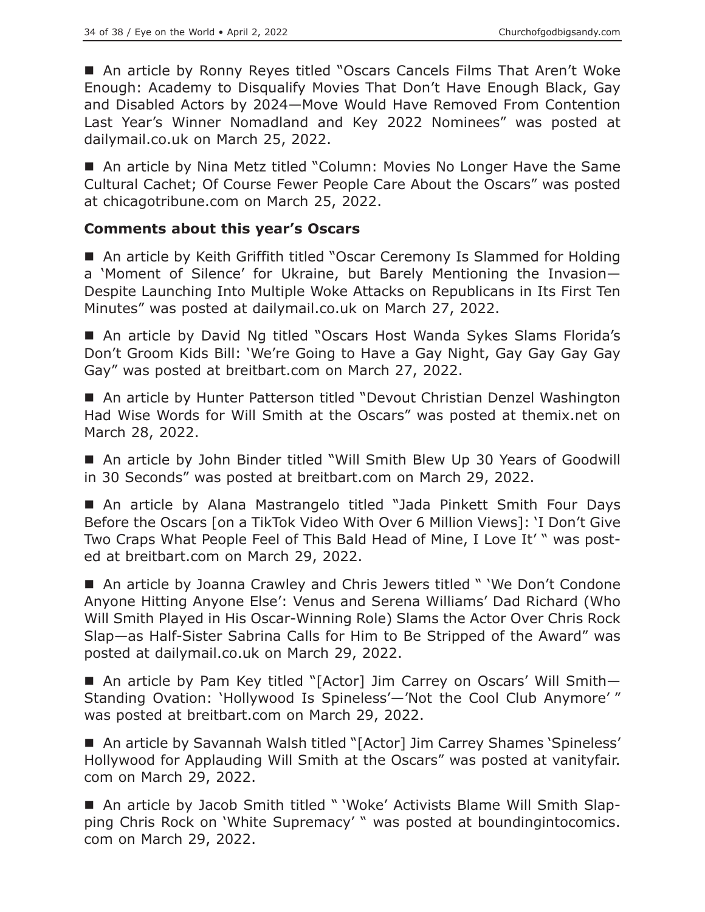■ An article by Ronny Reyes titled "Oscars Cancels Films That Aren't Woke Enough: Academy to Disqualify Movies That Don't Have Enough Black, Gay and Disabled Actors by 2024—Move Would Have Removed From Contention Last Year's Winner Nomadland and Key 2022 Nominees" was posted at dailymail.co.uk on March 25, 2022.

■ An article by Nina Metz titled "Column: Movies No Longer Have the Same Cultural Cachet; Of Course Fewer People Care About the Oscars" was posted at chicagotribune.com on March 25, 2022.

**Comments about this year's Oscars**

■ An article by Keith Griffith titled "Oscar Ceremony Is Slammed for Holding a 'Moment of Silence' for Ukraine, but Barely Mentioning the Invasion—Despite Launching Into Multiple Woke Attacks on Republicans in Its First Ten Minutes" was posted at dailymail.co.uk on March 27, 2022.

■ An article by David Ng titled "Oscars Host Wanda Sykes Slams Florida's Don't Groom Kids Bill: 'We're Going to Have a Gay Night, Gay Gay Gay Gay Gay" was posted at breitbart.com on March 27, 2022.

■ An article by Hunter Patterson titled "Devout Christian Denzel Washington Had Wise Words for Will Smith at the Oscars" was posted at themix.net on March 28, 2022.

■ An article by John Binder titled "Will Smith Blew Up 30 Years of Goodwill in 30 Seconds" was posted at breitbart.com on March 29, 2022.

■ An article by Alana Mastrangelo titled "Jada Pinkett Smith Four Days Before the Oscars [on a TikTok Video With Over 6 Million Views]: 'I Don't Give Two Craps What People Feel of This Bald Head of Mine, I Love It' " was posted at breitbart.com on March 29, 2022.

■ An article by Joanna Crawley and Chris Jewers titled " 'We Don't Condone Anyone Hitting Anyone Else': Venus and Serena Williams' Dad Richard (Who Will Smith Played in His Oscar-Winning Role) Slams the Actor Over Chris Rock Slap—as Half-Sister Sabrina Calls for Him to Be Stripped of the Award" was posted at dailymail.co.uk on March 29, 2022.

■ An article by Pam Key titled "[Actor] Jim Carrey on Oscars' Will Smith—Standing Ovation: 'Hollywood Is Spineless'—'Not the Cool Club Anymore' " was posted at breitbart.com on March 29, 2022.

■ An article by Savannah Walsh titled "[Actor] Jim Carrey Shames 'Spineless' Hollywood for Applauding Will Smith at the Oscars" was posted at vanityfair.com on March 29, 2022.

■ An article by Jacob Smith titled " 'Woke' Activists Blame Will Smith Slapping Chris Rock on 'White Supremacy' " was posted at boundingintocomics.com on March 29, 2022.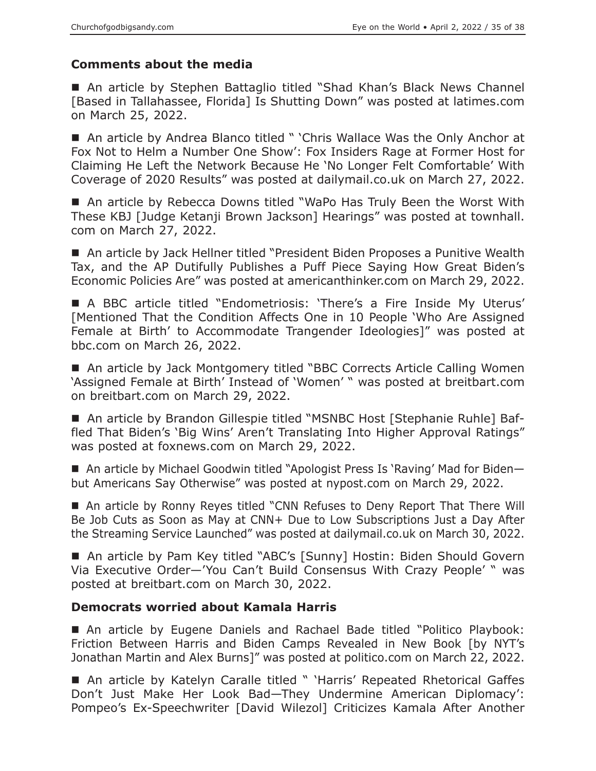## Comments about the media

■ An article by Stephen Battaglio titled "Shad Khan's Black News Channel [Based in Tallahassee, Florida] Is Shutting Down" was posted at latimes.com on March 25, 2022.

■ An article by Andrea Blanco titled " 'Chris Wallace Was the Only Anchor at Fox Not to Helm a Number One Show': Fox Insiders Rage at Former Host for Claiming He Left the Network Because He 'No Longer Felt Comfortable' With Coverage of 2020 Results" was posted at dailymail.co.uk on March 27, 2022.

■ An article by Rebecca Downs titled "WaPo Has Truly Been the Worst With These KBJ [Judge Ketanji Brown Jackson] Hearings" was posted at townhall.com on March 27, 2022.

■ An article by Jack Hellner titled "President Biden Proposes a Punitive Wealth Tax, and the AP Dutifully Publishes a Puff Piece Saying How Great Biden's Economic Policies Are" was posted at americanthinker.com on March 29, 2022.

■ A BBC article titled "Endometriosis: 'There's a Fire Inside My Uterus' [Mentioned That the Condition Affects One in 10 People 'Who Are Assigned Female at Birth' to Accommodate Trangender Ideologies]" was posted at bbc.com on March 26, 2022.

■ An article by Jack Montgomery titled "BBC Corrects Article Calling Women 'Assigned Female at Birth' Instead of 'Women' " was posted at breitbart.com on breitbart.com on March 29, 2022.

■ An article by Brandon Gillespie titled "MSNBC Host [Stephanie Ruhle] Baffled That Biden's 'Big Wins' Aren't Translating Into Higher Approval Ratings" was posted at foxnews.com on March 29, 2022.

■ An article by Michael Goodwin titled "Apologist Press Is 'Raving' Mad for Biden—but Americans Say Otherwise" was posted at nypost.com on March 29, 2022.

■ An article by Ronny Reyes titled "CNN Refuses to Deny Report That There Will Be Job Cuts as Soon as May at CNN+ Due to Low Subscriptions Just a Day After the Streaming Service Launched" was posted at dailymail.co.uk on March 30, 2022.

■ An article by Pam Key titled "ABC's [Sunny] Hostin: Biden Should Govern Via Executive Order—'You Can't Build Consensus With Crazy People' " was posted at breitbart.com on March 30, 2022.

## Democrats worried about Kamala Harris

■ An article by Eugene Daniels and Rachael Bade titled "Politico Playbook: Friction Between Harris and Biden Camps Revealed in New Book [by NYT's Jonathan Martin and Alex Burns]" was posted at politico.com on March 22, 2022.

■ An article by Katelyn Caralle titled " 'Harris' Repeated Rhetorical Gaffes Don't Just Make Her Look Bad—They Undermine American Diplomacy': Pompeo's Ex-Speechwriter [David Wilezol] Criticizes Kamala After Another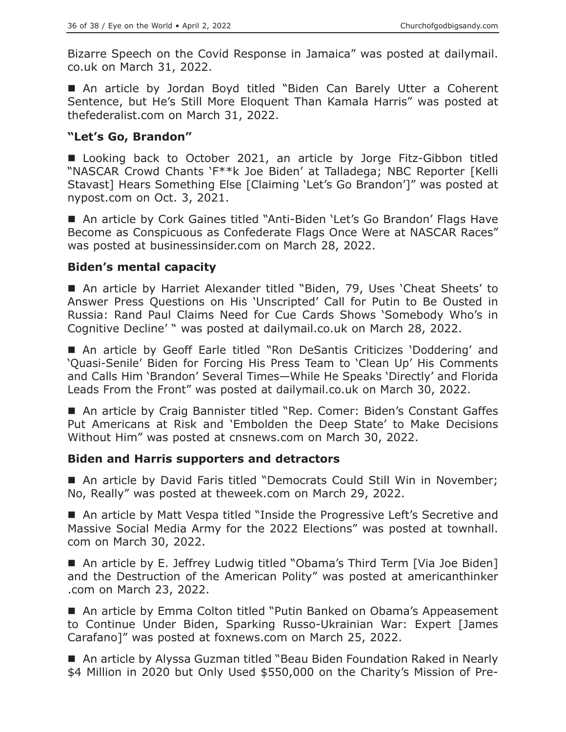Bizarre Speech on the Covid Response in Jamaica" was posted at dailymail.co.uk on March 31, 2022.

■ An article by Jordan Boyd titled "Biden Can Barely Utter a Coherent Sentence, but He's Still More Eloquent Than Kamala Harris" was posted at thefederalist.com on March 31, 2022.

### "Let's Go, Brandon"

■ Looking back to October 2021, an article by Jorge Fitz-Gibbon titled "NASCAR Crowd Chants 'F**k Joe Biden' at Talladega; NBC Reporter [Kelli Stavast] Hears Something Else [Claiming 'Let's Go Brandon']" was posted at nypost.com on Oct. 3, 2021.

■ An article by Cork Gaines titled "Anti-Biden 'Let's Go Brandon' Flags Have Become as Conspicuous as Confederate Flags Once Were at NASCAR Races" was posted at businessinsider.com on March 28, 2022.

### Biden's mental capacity

■ An article by Harriet Alexander titled "Biden, 79, Uses 'Cheat Sheets' to Answer Press Questions on His 'Unscripted' Call for Putin to Be Ousted in Russia: Rand Paul Claims Need for Cue Cards Shows 'Somebody Who's in Cognitive Decline' " was posted at dailymail.co.uk on March 28, 2022.

■ An article by Geoff Earle titled "Ron DeSantis Criticizes 'Doddering' and 'Quasi-Senile' Biden for Forcing His Press Team to 'Clean Up' His Comments and Calls Him 'Brandon' Several Times—While He Speaks 'Directly' and Florida Leads From the Front" was posted at dailymail.co.uk on March 30, 2022.

■ An article by Craig Bannister titled "Rep. Comer: Biden's Constant Gaffes Put Americans at Risk and 'Embolden the Deep State' to Make Decisions Without Him" was posted at cnsnews.com on March 30, 2022.

### Biden and Harris supporters and detractors

■ An article by David Faris titled "Democrats Could Still Win in November; No, Really" was posted at theweek.com on March 29, 2022.

■ An article by Matt Vespa titled "Inside the Progressive Left's Secretive and Massive Social Media Army for the 2022 Elections" was posted at townhall.com on March 30, 2022.

■ An article by E. Jeffrey Ludwig titled "Obama's Third Term [Via Joe Biden] and the Destruction of the American Polity" was posted at americanthinker.com on March 23, 2022.

■ An article by Emma Colton titled "Putin Banked on Obama's Appeasement to Continue Under Biden, Sparking Russo-Ukrainian War: Expert [James Carafano]" was posted at foxnews.com on March 25, 2022.

■ An article by Alyssa Guzman titled "Beau Biden Foundation Raked in Nearly $4 Million in 2020 but Only Used $550,000 on the Charity's Mission of Pre-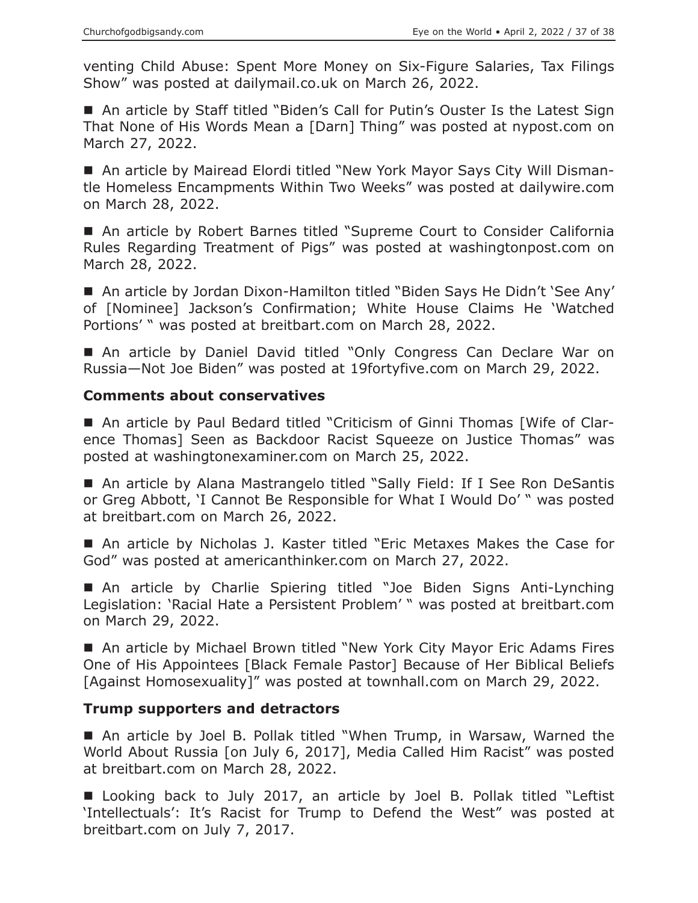venting Child Abuse: Spent More Money on Six-Figure Salaries, Tax Filings Show" was posted at dailymail.co.uk on March 26, 2022.

■ An article by Staff titled "Biden's Call for Putin's Ouster Is the Latest Sign That None of His Words Mean a [Darn] Thing" was posted at nypost.com on March 27, 2022.

■ An article by Mairead Elordi titled "New York Mayor Says City Will Dismantle Homeless Encampments Within Two Weeks" was posted at dailywire.com on March 28, 2022.

■ An article by Robert Barnes titled "Supreme Court to Consider California Rules Regarding Treatment of Pigs" was posted at washingtonpost.com on March 28, 2022.

■ An article by Jordan Dixon-Hamilton titled "Biden Says He Didn't 'See Any' of [Nominee] Jackson's Confirmation; White House Claims He 'Watched Portions' " was posted at breitbart.com on March 28, 2022.

■ An article by Daniel David titled "Only Congress Can Declare War on Russia—Not Joe Biden" was posted at 19fortyfive.com on March 29, 2022.

### Comments about conservatives

■ An article by Paul Bedard titled "Criticism of Ginni Thomas [Wife of Clarence Thomas] Seen as Backdoor Racist Squeeze on Justice Thomas" was posted at washingtonexaminer.com on March 25, 2022.

■ An article by Alana Mastrangelo titled "Sally Field: If I See Ron DeSantis or Greg Abbott, 'I Cannot Be Responsible for What I Would Do' " was posted at breitbart.com on March 26, 2022.

■ An article by Nicholas J. Kaster titled "Eric Metaxes Makes the Case for God" was posted at americanthinker.com on March 27, 2022.

■ An article by Charlie Spiering titled "Joe Biden Signs Anti-Lynching Legislation: 'Racial Hate a Persistent Problem' " was posted at breitbart.com on March 29, 2022.

■ An article by Michael Brown titled "New York City Mayor Eric Adams Fires One of His Appointees [Black Female Pastor] Because of Her Biblical Beliefs [Against Homosexuality]" was posted at townhall.com on March 29, 2022.

### Trump supporters and detractors

■ An article by Joel B. Pollak titled "When Trump, in Warsaw, Warned the World About Russia [on July 6, 2017], Media Called Him Racist" was posted at breitbart.com on March 28, 2022.

■ Looking back to July 2017, an article by Joel B. Pollak titled "Leftist 'Intellectuals': It's Racist for Trump to Defend the West" was posted at breitbart.com on July 7, 2017.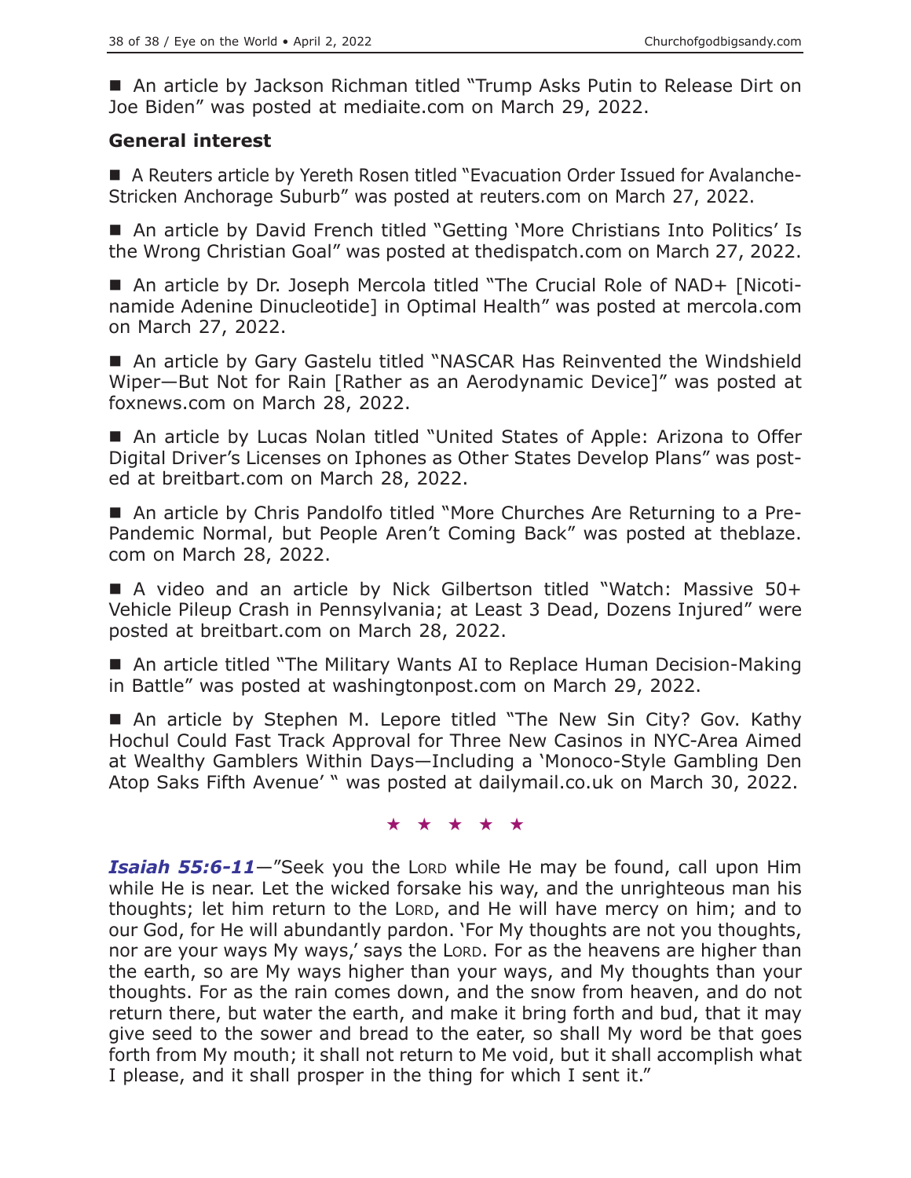■ An article by Jackson Richman titled "Trump Asks Putin to Release Dirt on Joe Biden" was posted at mediaite.com on March 29, 2022.

### General interest

■ A Reuters article by Yereth Rosen titled "Evacuation Order Issued for Avalanche-Stricken Anchorage Suburb" was posted at reuters.com on March 27, 2022.

■ An article by David French titled "Getting 'More Christians Into Politics' Is the Wrong Christian Goal" was posted at thedispatch.com on March 27, 2022.

■ An article by Dr. Joseph Mercola titled "The Crucial Role of NAD+ [Nicotinamide Adenine Dinucleotide] in Optimal Health" was posted at mercola.com on March 27, 2022.

■ An article by Gary Gastelu titled "NASCAR Has Reinvented the Windshield Wiper—But Not for Rain [Rather as an Aerodynamic Device]" was posted at foxnews.com on March 28, 2022.

■ An article by Lucas Nolan titled "United States of Apple: Arizona to Offer Digital Driver's Licenses on Iphones as Other States Develop Plans" was posted at breitbart.com on March 28, 2022.

■ An article by Chris Pandolfo titled "More Churches Are Returning to a Pre-Pandemic Normal, but People Aren't Coming Back" was posted at theblaze.com on March 28, 2022.

■ A video and an article by Nick Gilbertson titled "Watch: Massive 50+ Vehicle Pileup Crash in Pennsylvania; at Least 3 Dead, Dozens Injured" were posted at breitbart.com on March 28, 2022.

■ An article titled "The Military Wants AI to Replace Human Decision-Making in Battle" was posted at washingtonpost.com on March 29, 2022.

■ An article by Stephen M. Lepore titled "The New Sin City? Gov. Kathy Hochul Could Fast Track Approval for Three New Casinos in NYC-Area Aimed at Wealthy Gamblers Within Days—Including a 'Monoco-Style Gambling Den Atop Saks Fifth Avenue' " was posted at dailymail.co.uk on March 30, 2022.

★ ★ ★ ★ ★

***Isaiah 55:6-11***—"Seek you the Lord while He may be found, call upon Him while He is near. Let the wicked forsake his way, and the unrighteous man his thoughts; let him return to the Lord, and He will have mercy on him; and to our God, for He will abundantly pardon. 'For My thoughts are not you thoughts, nor are your ways My ways,' says the Lord. For as the heavens are higher than the earth, so are My ways higher than your ways, and My thoughts than your thoughts. For as the rain comes down, and the snow from heaven, and do not return there, but water the earth, and make it bring forth and bud, that it may give seed to the sower and bread to the eater, so shall My word be that goes forth from My mouth; it shall not return to Me void, but it shall accomplish what I please, and it shall prosper in the thing for which I sent it."